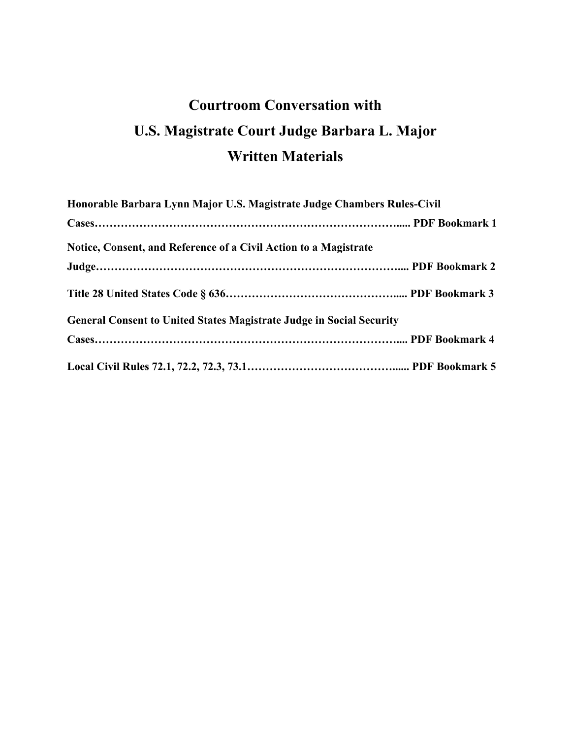# Courtroom Conversation with
# U.S. Magistrate Court Judge Barbara L. Major
# Written Materials

**Honorable Barbara Lynn Major U.S. Magistrate Judge Chambers Rules-Civil Cases………………………………………………………………………….... PDF Bookmark 1**

**Notice, Consent, and Reference of a Civil Action to a Magistrate Judge………………………………………………………………………... PDF Bookmark 2**

**Title 28 United States Code § 636……………………………………..... PDF Bookmark 3**

**General Consent to United States Magistrate Judge in Social Security Cases………………………………………………………………………... PDF Bookmark 4**

**Local Civil Rules 72.1, 72.2, 72.3, 73.1…………………………………...... PDF Bookmark 5**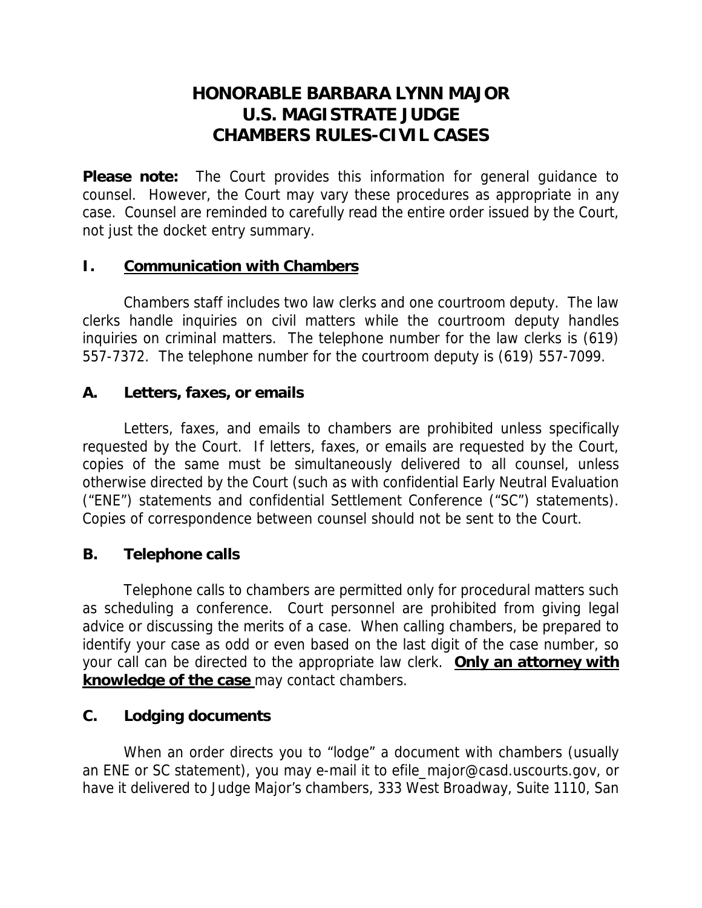# HONORABLE BARBARA LYNN MAJOR
# U.S. MAGISTRATE JUDGE
# CHAMBERS RULES-CIVIL CASES

**Please note:** The Court provides this information for general guidance to counsel. However, the Court may vary these procedures as appropriate in any case. Counsel are reminded to carefully read the entire order issued by the Court, not just the docket entry summary.

## I. <u>Communication with Chambers</u>

Chambers staff includes two law clerks and one courtroom deputy. The law clerks handle inquiries on civil matters while the courtroom deputy handles inquiries on criminal matters. The telephone number for the law clerks is (619) 557-7372. The telephone number for the courtroom deputy is (619) 557-7099.

### A. Letters, faxes, or emails

Letters, faxes, and emails to chambers are prohibited unless specifically requested by the Court. If letters, faxes, or emails are requested by the Court, copies of the same must be simultaneously delivered to all counsel, unless otherwise directed by the Court (such as with confidential Early Neutral Evaluation ("ENE") statements and confidential Settlement Conference ("SC") statements). Copies of correspondence between counsel should not be sent to the Court.

### B. Telephone calls

Telephone calls to chambers are permitted only for procedural matters such as scheduling a conference. Court personnel are prohibited from giving legal advice or discussing the merits of a case. When calling chambers, be prepared to identify your case as odd or even based on the last digit of the case number, so your call can be directed to the appropriate law clerk. <u>**Only an attorney with knowledge of the case**</u> may contact chambers.

### C. Lodging documents

When an order directs you to "lodge" a document with chambers (usually an ENE or SC statement), you may e-mail it to efile_major@casd.uscourts.gov, or have it delivered to Judge Major's chambers, 333 West Broadway, Suite 1110, San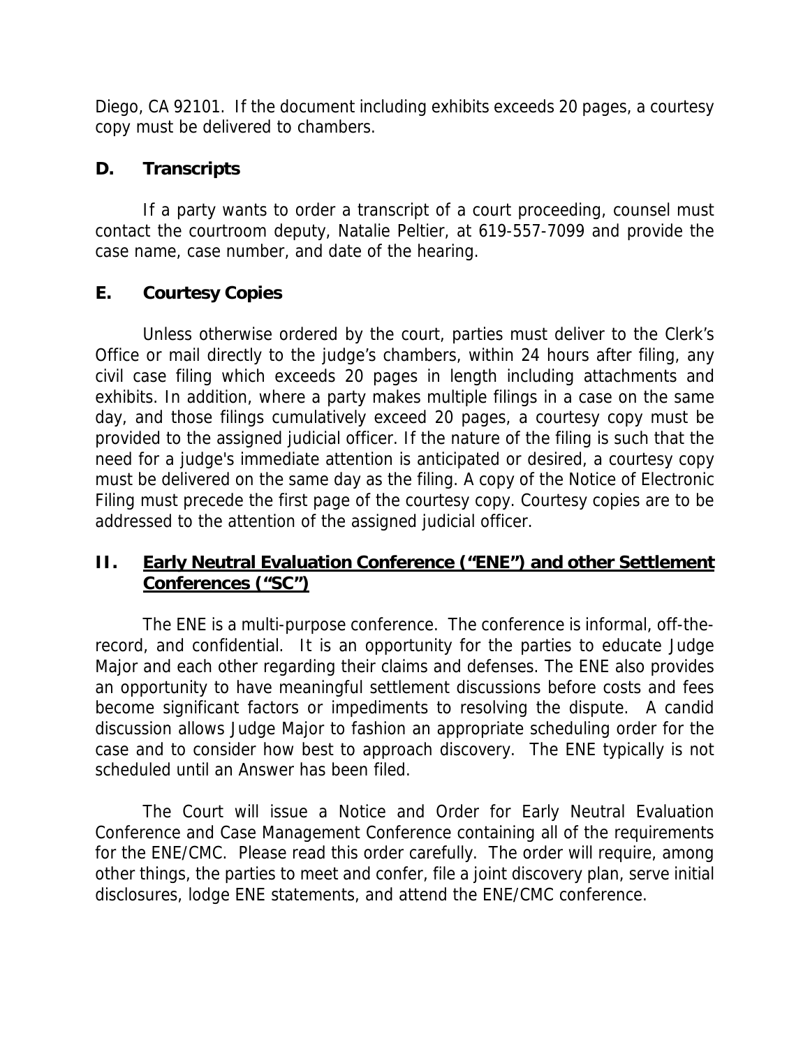Diego, CA 92101. If the document including exhibits exceeds 20 pages, a courtesy copy must be delivered to chambers.

### D. Transcripts

If a party wants to order a transcript of a court proceeding, counsel must contact the courtroom deputy, Natalie Peltier, at 619-557-7099 and provide the case name, case number, and date of the hearing.

### E. Courtesy Copies

Unless otherwise ordered by the court, parties must deliver to the Clerk's Office or mail directly to the judge's chambers, within 24 hours after filing, any civil case filing which exceeds 20 pages in length including attachments and exhibits. In addition, where a party makes multiple filings in a case on the same day, and those filings cumulatively exceed 20 pages, a courtesy copy must be provided to the assigned judicial officer. If the nature of the filing is such that the need for a judge's immediate attention is anticipated or desired, a courtesy copy must be delivered on the same day as the filing. A copy of the Notice of Electronic Filing must precede the first page of the courtesy copy. Courtesy copies are to be addressed to the attention of the assigned judicial officer.

## II. Early Neutral Evaluation Conference ("ENE") and other Settlement Conferences ("SC")

The ENE is a multi-purpose conference. The conference is informal, off-the-record, and confidential. It is an opportunity for the parties to educate Judge Major and each other regarding their claims and defenses. The ENE also provides an opportunity to have meaningful settlement discussions before costs and fees become significant factors or impediments to resolving the dispute. A candid discussion allows Judge Major to fashion an appropriate scheduling order for the case and to consider how best to approach discovery. The ENE typically is not scheduled until an Answer has been filed.

The Court will issue a Notice and Order for Early Neutral Evaluation Conference and Case Management Conference containing all of the requirements for the ENE/CMC. Please read this order carefully. The order will require, among other things, the parties to meet and confer, file a joint discovery plan, serve initial disclosures, lodge ENE statements, and attend the ENE/CMC conference.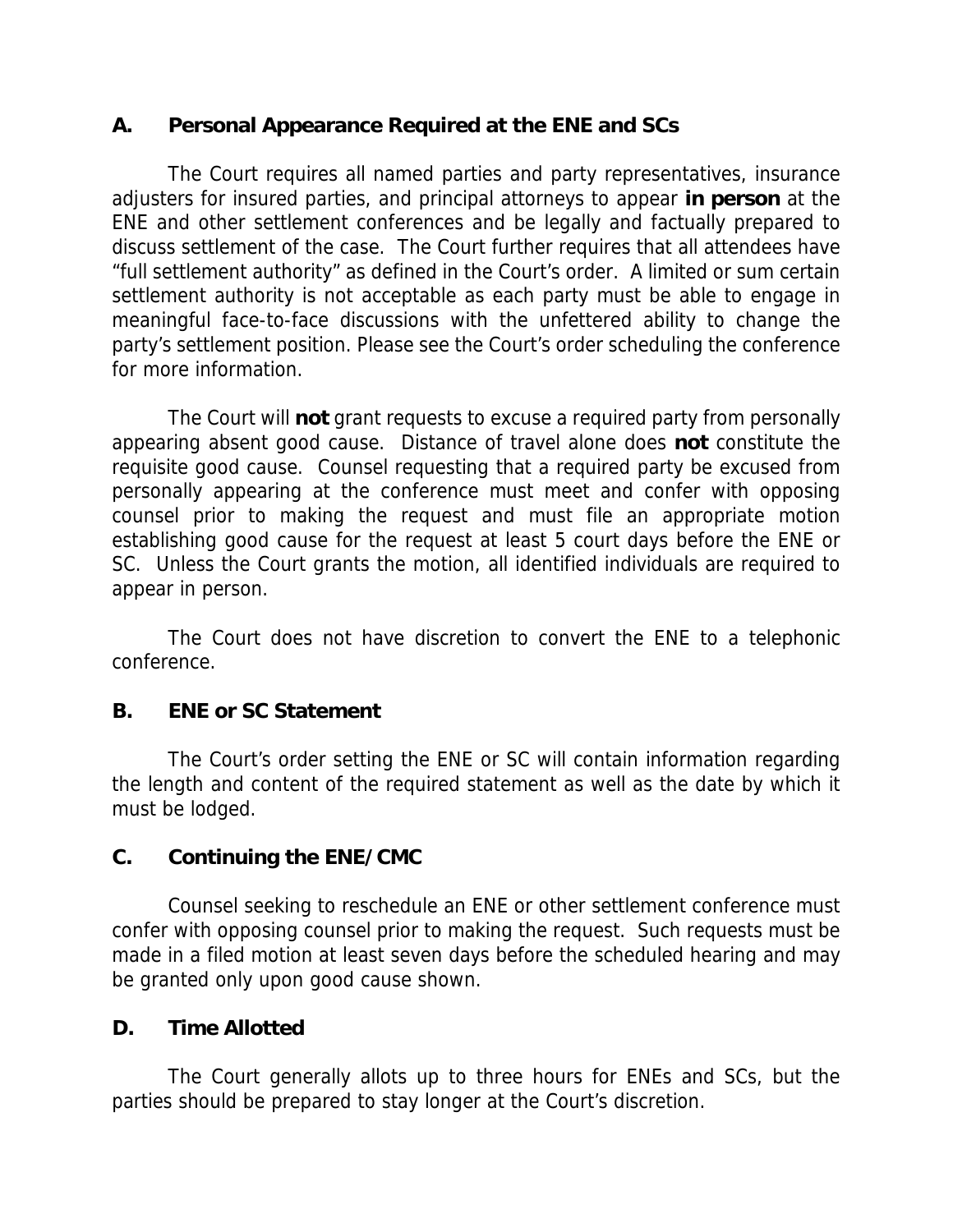## A. Personal Appearance Required at the ENE and SCs

The Court requires all named parties and party representatives, insurance adjusters for insured parties, and principal attorneys to appear **in person** at the ENE and other settlement conferences and be legally and factually prepared to discuss settlement of the case. The Court further requires that all attendees have "full settlement authority" as defined in the Court's order. A limited or sum certain settlement authority is not acceptable as each party must be able to engage in meaningful face-to-face discussions with the unfettered ability to change the party's settlement position. Please see the Court's order scheduling the conference for more information.

The Court will **not** grant requests to excuse a required party from personally appearing absent good cause. Distance of travel alone does **not** constitute the requisite good cause. Counsel requesting that a required party be excused from personally appearing at the conference must meet and confer with opposing counsel prior to making the request and must file an appropriate motion establishing good cause for the request at least 5 court days before the ENE or SC. Unless the Court grants the motion, all identified individuals are required to appear in person.

The Court does not have discretion to convert the ENE to a telephonic conference.

## B. ENE or SC Statement

The Court's order setting the ENE or SC will contain information regarding the length and content of the required statement as well as the date by which it must be lodged.

## C. Continuing the ENE/CMC

Counsel seeking to reschedule an ENE or other settlement conference must confer with opposing counsel prior to making the request. Such requests must be made in a filed motion at least seven days before the scheduled hearing and may be granted only upon good cause shown.

## D. Time Allotted

The Court generally allots up to three hours for ENEs and SCs, but the parties should be prepared to stay longer at the Court's discretion.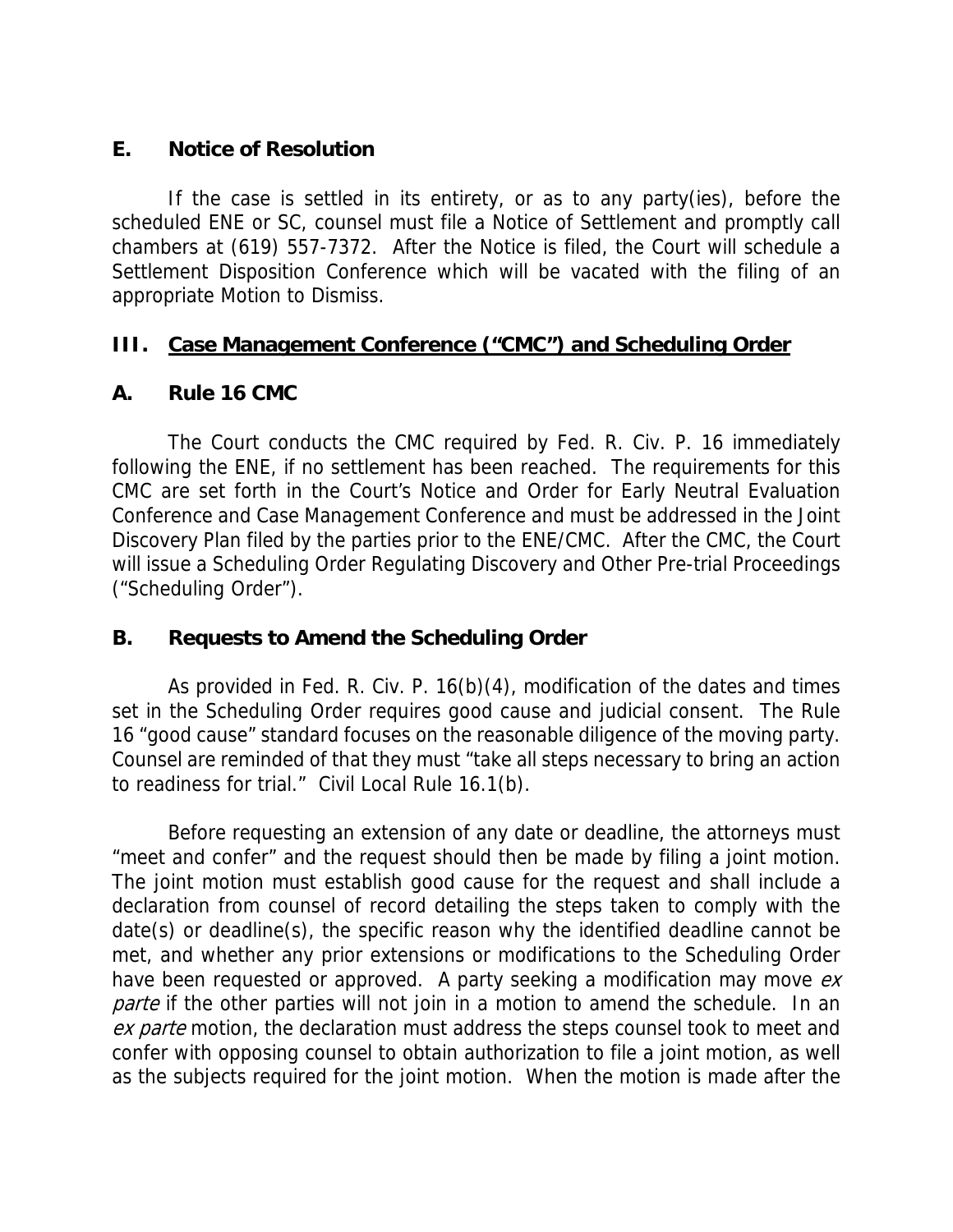### E. Notice of Resolution

If the case is settled in its entirety, or as to any party(ies), before the scheduled ENE or SC, counsel must file a Notice of Settlement and promptly call chambers at (619) 557-7372. After the Notice is filed, the Court will schedule a Settlement Disposition Conference which will be vacated with the filing of an appropriate Motion to Dismiss.

## III. Case Management Conference ("CMC") and Scheduling Order

### A. Rule 16 CMC

The Court conducts the CMC required by Fed. R. Civ. P. 16 immediately following the ENE, if no settlement has been reached. The requirements for this CMC are set forth in the Court's Notice and Order for Early Neutral Evaluation Conference and Case Management Conference and must be addressed in the Joint Discovery Plan filed by the parties prior to the ENE/CMC. After the CMC, the Court will issue a Scheduling Order Regulating Discovery and Other Pre-trial Proceedings ("Scheduling Order").

### B. Requests to Amend the Scheduling Order

As provided in Fed. R. Civ. P. 16(b)(4), modification of the dates and times set in the Scheduling Order requires good cause and judicial consent. The Rule 16 "good cause" standard focuses on the reasonable diligence of the moving party. Counsel are reminded of that they must "take all steps necessary to bring an action to readiness for trial." Civil Local Rule 16.1(b).

Before requesting an extension of any date or deadline, the attorneys must "meet and confer" and the request should then be made by filing a joint motion. The joint motion must establish good cause for the request and shall include a declaration from counsel of record detailing the steps taken to comply with the date(s) or deadline(s), the specific reason why the identified deadline cannot be met, and whether any prior extensions or modifications to the Scheduling Order have been requested or approved. A party seeking a modification may move *ex parte* if the other parties will not join in a motion to amend the schedule. In an *ex parte* motion, the declaration must address the steps counsel took to meet and confer with opposing counsel to obtain authorization to file a joint motion, as well as the subjects required for the joint motion. When the motion is made after the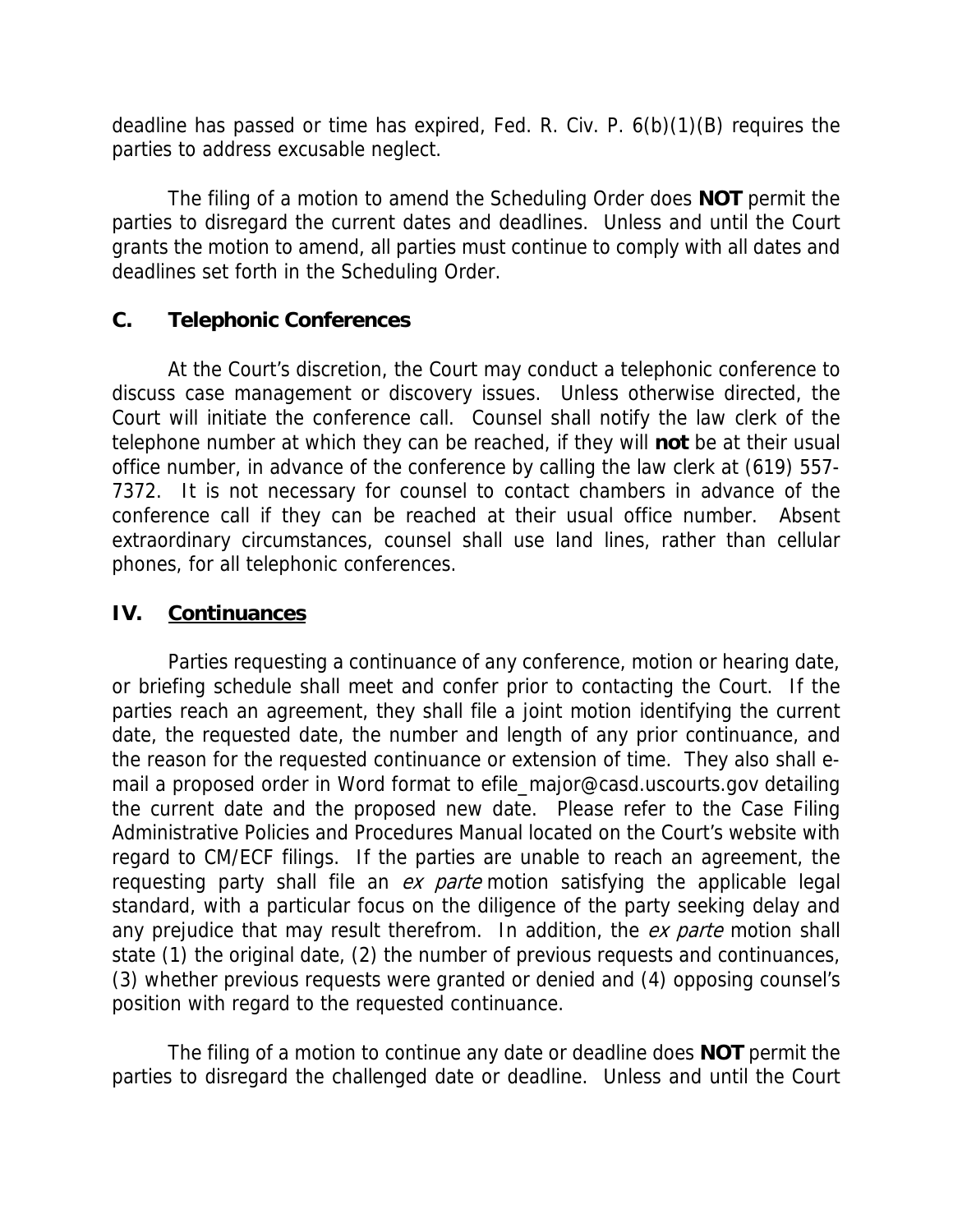deadline has passed or time has expired, Fed. R. Civ. P. 6(b)(1)(B) requires the parties to address excusable neglect.

The filing of a motion to amend the Scheduling Order does **NOT** permit the parties to disregard the current dates and deadlines. Unless and until the Court grants the motion to amend, all parties must continue to comply with all dates and deadlines set forth in the Scheduling Order.

### C. Telephonic Conferences

At the Court's discretion, the Court may conduct a telephonic conference to discuss case management or discovery issues. Unless otherwise directed, the Court will initiate the conference call. Counsel shall notify the law clerk of the telephone number at which they can be reached, if they will **not** be at their usual office number, in advance of the conference by calling the law clerk at (619) 557-7372. It is not necessary for counsel to contact chambers in advance of the conference call if they can be reached at their usual office number. Absent extraordinary circumstances, counsel shall use land lines, rather than cellular phones, for all telephonic conferences.

## IV. Continuances

Parties requesting a continuance of any conference, motion or hearing date, or briefing schedule shall meet and confer prior to contacting the Court. If the parties reach an agreement, they shall file a joint motion identifying the current date, the requested date, the number and length of any prior continuance, and the reason for the requested continuance or extension of time. They also shall e-mail a proposed order in Word format to efile_major@casd.uscourts.gov detailing the current date and the proposed new date. Please refer to the Case Filing Administrative Policies and Procedures Manual located on the Court's website with regard to CM/ECF filings. If the parties are unable to reach an agreement, the requesting party shall file an *ex parte* motion satisfying the applicable legal standard, with a particular focus on the diligence of the party seeking delay and any prejudice that may result therefrom. In addition, the *ex parte* motion shall state (1) the original date, (2) the number of previous requests and continuances, (3) whether previous requests were granted or denied and (4) opposing counsel's position with regard to the requested continuance.

The filing of a motion to continue any date or deadline does **NOT** permit the parties to disregard the challenged date or deadline. Unless and until the Court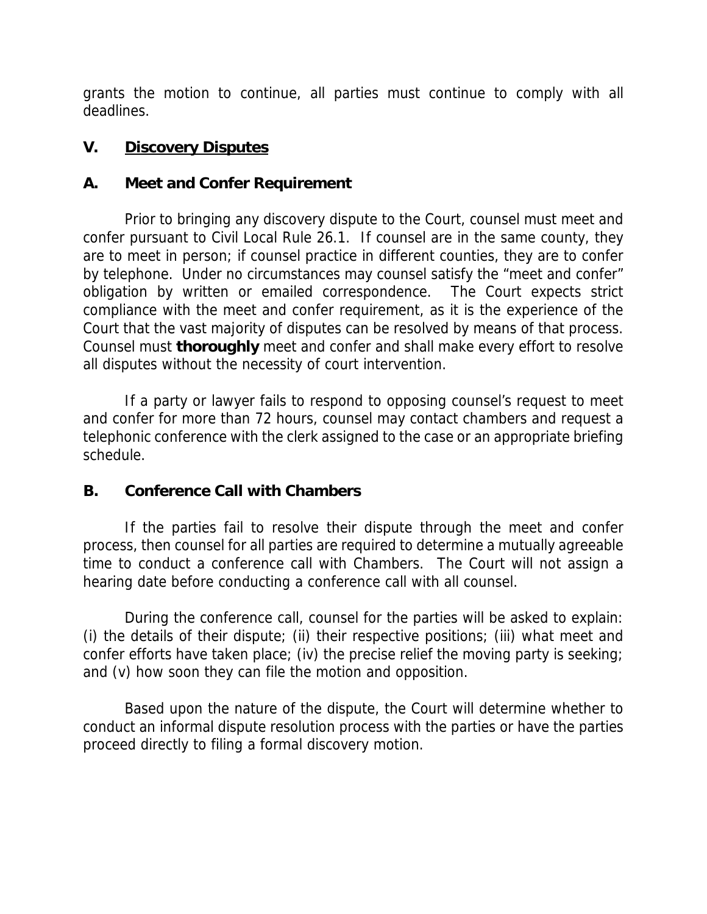grants the motion to continue, all parties must continue to comply with all deadlines.

## V. Discovery Disputes

### A. Meet and Confer Requirement

Prior to bringing any discovery dispute to the Court, counsel must meet and confer pursuant to Civil Local Rule 26.1. If counsel are in the same county, they are to meet in person; if counsel practice in different counties, they are to confer by telephone. Under no circumstances may counsel satisfy the "meet and confer" obligation by written or emailed correspondence. The Court expects strict compliance with the meet and confer requirement, as it is the experience of the Court that the vast majority of disputes can be resolved by means of that process. Counsel must **thoroughly** meet and confer and shall make every effort to resolve all disputes without the necessity of court intervention.

If a party or lawyer fails to respond to opposing counsel's request to meet and confer for more than 72 hours, counsel may contact chambers and request a telephonic conference with the clerk assigned to the case or an appropriate briefing schedule.

### B. Conference Call with Chambers

If the parties fail to resolve their dispute through the meet and confer process, then counsel for all parties are required to determine a mutually agreeable time to conduct a conference call with Chambers. The Court will not assign a hearing date before conducting a conference call with all counsel.

During the conference call, counsel for the parties will be asked to explain: (i) the details of their dispute; (ii) their respective positions; (iii) what meet and confer efforts have taken place; (iv) the precise relief the moving party is seeking; and (v) how soon they can file the motion and opposition.

Based upon the nature of the dispute, the Court will determine whether to conduct an informal dispute resolution process with the parties or have the parties proceed directly to filing a formal discovery motion.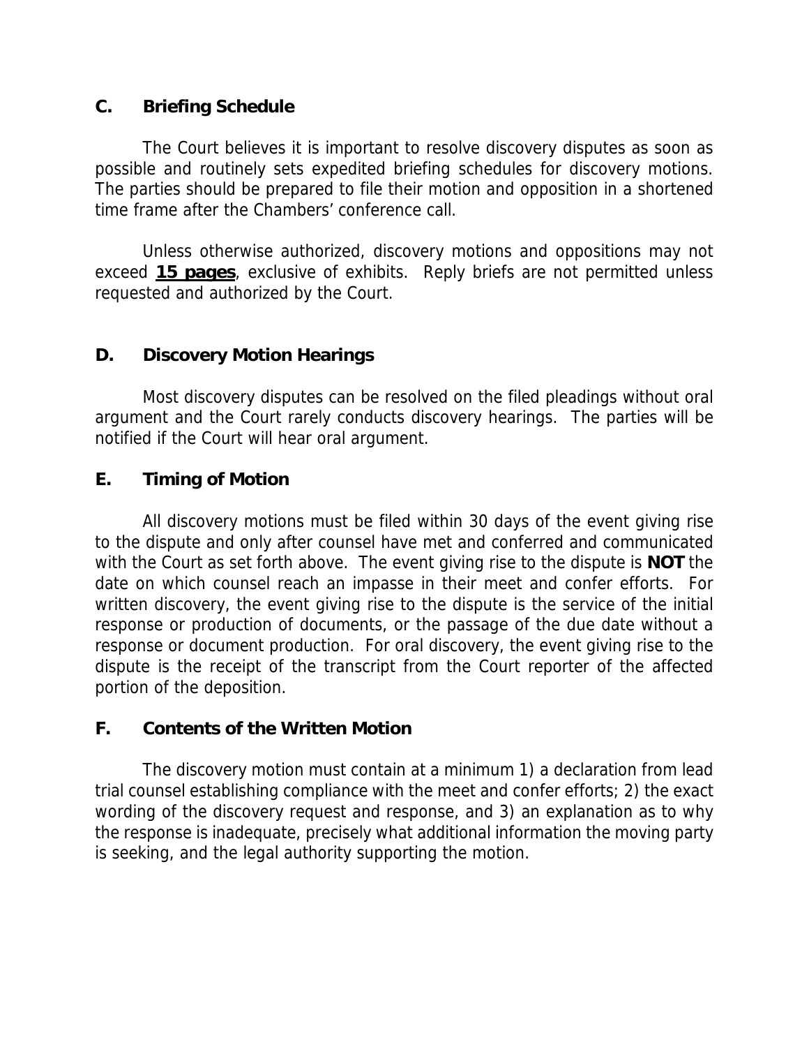## C. Briefing Schedule

The Court believes it is important to resolve discovery disputes as soon as possible and routinely sets expedited briefing schedules for discovery motions. The parties should be prepared to file their motion and opposition in a shortened time frame after the Chambers' conference call.

Unless otherwise authorized, discovery motions and oppositions may not exceed **15 pages**, exclusive of exhibits. Reply briefs are not permitted unless requested and authorized by the Court.

## D. Discovery Motion Hearings

Most discovery disputes can be resolved on the filed pleadings without oral argument and the Court rarely conducts discovery hearings. The parties will be notified if the Court will hear oral argument.

## E. Timing of Motion

All discovery motions must be filed within 30 days of the event giving rise to the dispute and only after counsel have met and conferred and communicated with the Court as set forth above. The event giving rise to the dispute is **NOT** the date on which counsel reach an impasse in their meet and confer efforts. For written discovery, the event giving rise to the dispute is the service of the initial response or production of documents, or the passage of the due date without a response or document production. For oral discovery, the event giving rise to the dispute is the receipt of the transcript from the Court reporter of the affected portion of the deposition.

## F. Contents of the Written Motion

The discovery motion must contain at a minimum 1) a declaration from lead trial counsel establishing compliance with the meet and confer efforts; 2) the exact wording of the discovery request and response, and 3) an explanation as to why the response is inadequate, precisely what additional information the moving party is seeking, and the legal authority supporting the motion.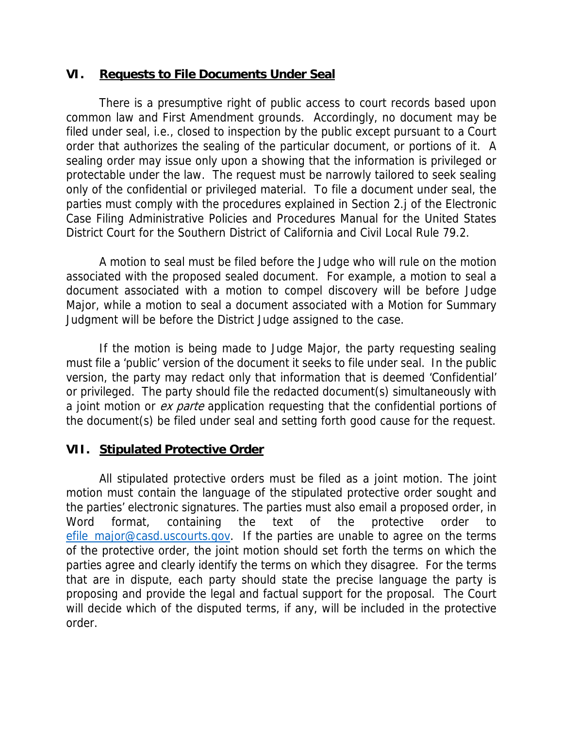## VI. Requests to File Documents Under Seal

There is a presumptive right of public access to court records based upon common law and First Amendment grounds. Accordingly, no document may be filed under seal, i.e., closed to inspection by the public except pursuant to a Court order that authorizes the sealing of the particular document, or portions of it. A sealing order may issue only upon a showing that the information is privileged or protectable under the law. The request must be narrowly tailored to seek sealing only of the confidential or privileged material. To file a document under seal, the parties must comply with the procedures explained in Section 2.j of the Electronic Case Filing Administrative Policies and Procedures Manual for the United States District Court for the Southern District of California and Civil Local Rule 79.2.

A motion to seal must be filed before the Judge who will rule on the motion associated with the proposed sealed document. For example, a motion to seal a document associated with a motion to compel discovery will be before Judge Major, while a motion to seal a document associated with a Motion for Summary Judgment will be before the District Judge assigned to the case.

If the motion is being made to Judge Major, the party requesting sealing must file a 'public' version of the document it seeks to file under seal. In the public version, the party may redact only that information that is deemed 'Confidential' or privileged. The party should file the redacted document(s) simultaneously with a joint motion or *ex parte* application requesting that the confidential portions of the document(s) be filed under seal and setting forth good cause for the request.

## VII. Stipulated Protective Order

All stipulated protective orders must be filed as a joint motion. The joint motion must contain the language of the stipulated protective order sought and the parties' electronic signatures. The parties must also email a proposed order, in Word format, containing the text of the protective order to efile_major@casd.uscourts.gov. If the parties are unable to agree on the terms of the protective order, the joint motion should set forth the terms on which the parties agree and clearly identify the terms on which they disagree. For the terms that are in dispute, each party should state the precise language the party is proposing and provide the legal and factual support for the proposal. The Court will decide which of the disputed terms, if any, will be included in the protective order.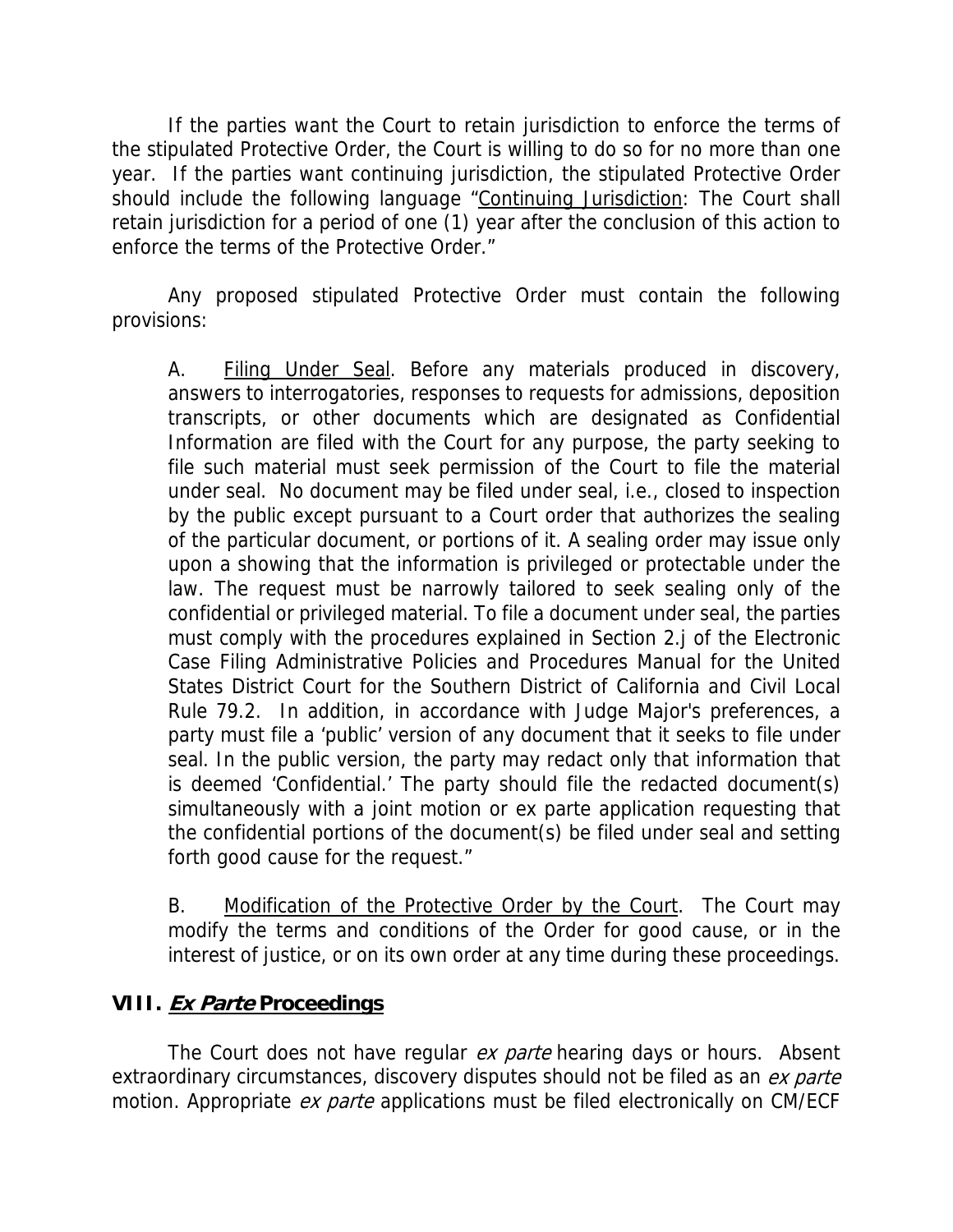If the parties want the Court to retain jurisdiction to enforce the terms of the stipulated Protective Order, the Court is willing to do so for no more than one year. If the parties want continuing jurisdiction, the stipulated Protective Order should include the following language "Continuing Jurisdiction: The Court shall retain jurisdiction for a period of one (1) year after the conclusion of this action to enforce the terms of the Protective Order."

Any proposed stipulated Protective Order must contain the following provisions:

> A. Filing Under Seal. Before any materials produced in discovery, answers to interrogatories, responses to requests for admissions, deposition transcripts, or other documents which are designated as Confidential Information are filed with the Court for any purpose, the party seeking to file such material must seek permission of the Court to file the material under seal. No document may be filed under seal, i.e., closed to inspection by the public except pursuant to a Court order that authorizes the sealing of the particular document, or portions of it. A sealing order may issue only upon a showing that the information is privileged or protectable under the law. The request must be narrowly tailored to seek sealing only of the confidential or privileged material. To file a document under seal, the parties must comply with the procedures explained in Section 2.j of the Electronic Case Filing Administrative Policies and Procedures Manual for the United States District Court for the Southern District of California and Civil Local Rule 79.2. In addition, in accordance with Judge Major's preferences, a party must file a 'public' version of any document that it seeks to file under seal. In the public version, the party may redact only that information that is deemed 'Confidential.' The party should file the redacted document(s) simultaneously with a joint motion or ex parte application requesting that the confidential portions of the document(s) be filed under seal and setting forth good cause for the request."
>
> B. Modification of the Protective Order by the Court. The Court may modify the terms and conditions of the Order for good cause, or in the interest of justice, or on its own order at any time during these proceedings.

## VIII. *Ex Parte* Proceedings

The Court does not have regular *ex parte* hearing days or hours. Absent extraordinary circumstances, discovery disputes should not be filed as an *ex parte* motion. Appropriate *ex parte* applications must be filed electronically on CM/ECF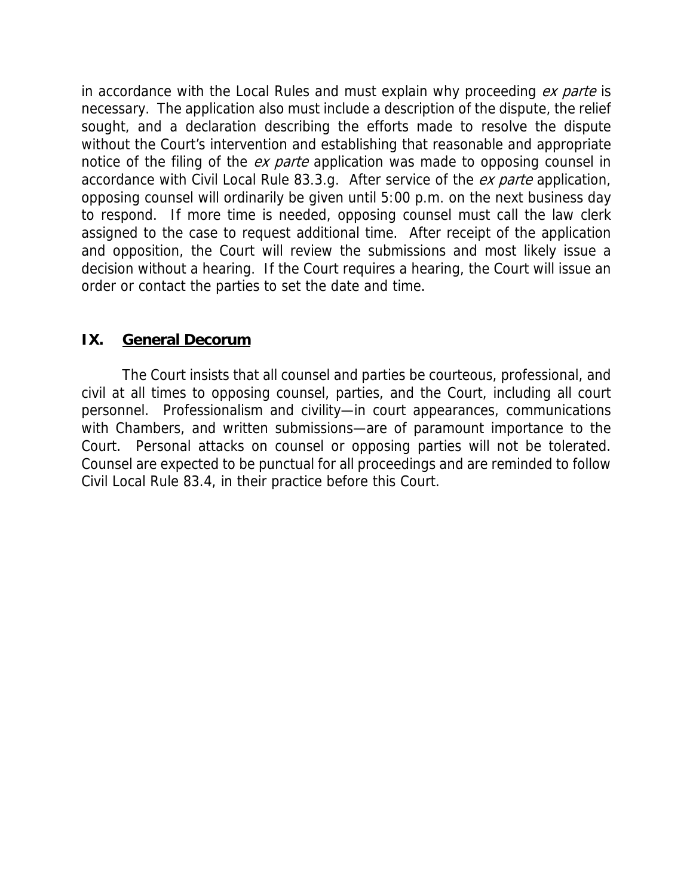in accordance with the Local Rules and must explain why proceeding *ex parte* is necessary. The application also must include a description of the dispute, the relief sought, and a declaration describing the efforts made to resolve the dispute without the Court's intervention and establishing that reasonable and appropriate notice of the filing of the *ex parte* application was made to opposing counsel in accordance with Civil Local Rule 83.3.g. After service of the *ex parte* application, opposing counsel will ordinarily be given until 5:00 p.m. on the next business day to respond. If more time is needed, opposing counsel must call the law clerk assigned to the case to request additional time. After receipt of the application and opposition, the Court will review the submissions and most likely issue a decision without a hearing. If the Court requires a hearing, the Court will issue an order or contact the parties to set the date and time.

## IX. General Decorum

The Court insists that all counsel and parties be courteous, professional, and civil at all times to opposing counsel, parties, and the Court, including all court personnel. Professionalism and civility—in court appearances, communications with Chambers, and written submissions—are of paramount importance to the Court. Personal attacks on counsel or opposing parties will not be tolerated. Counsel are expected to be punctual for all proceedings and are reminded to follow Civil Local Rule 83.4, in their practice before this Court.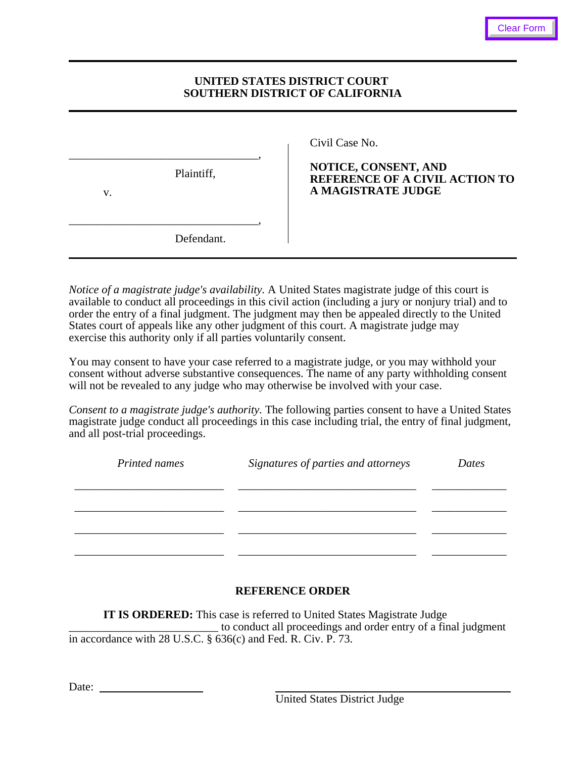Clear Form

**UNITED STATES DISTRICT COURT**
**SOUTHERN DISTRICT OF CALIFORNIA**

| | |
|---|---|
| ________________________________,<br><br>Plaintiff,<br><br>v.<br><br>________________________________,<br><br>Defendant. | Civil Case No.<br><br>**NOTICE, CONSENT, AND REFERENCE OF A CIVIL ACTION TO A MAGISTRATE JUDGE** |

*Notice of a magistrate judge's availability.* A United States magistrate judge of this court is available to conduct all proceedings in this civil action (including a jury or nonjury trial) and to order the entry of a final judgment. The judgment may then be appealed directly to the United States court of appeals like any other judgment of this court. A magistrate judge may exercise this authority only if all parties voluntarily consent.

You may consent to have your case referred to a magistrate judge, or you may withhold your consent without adverse substantive consequences. The name of any party withholding consent will not be revealed to any judge who may otherwise be involved with your case.

*Consent to a magistrate judge's authority.* The following parties consent to have a United States magistrate judge conduct all proceedings in this case including trial, the entry of final judgment, and all post-trial proceedings.

| *Printed names* | *Signatures of parties and attorneys* | *Dates* |
|---|---|---|
| ________________________ | ____________________________ | ___________ |
| ________________________ | ____________________________ | ___________ |
| ________________________ | ____________________________ | ___________ |
| ________________________ | ____________________________ | ___________ |

**REFERENCE ORDER**

**IT IS ORDERED:** This case is referred to United States Magistrate Judge ________________________ to conduct all proceedings and order entry of a final judgment in accordance with 28 U.S.C. § 636(c) and Fed. R. Civ. P. 73.

Date: ________________

________________________________
United States District Judge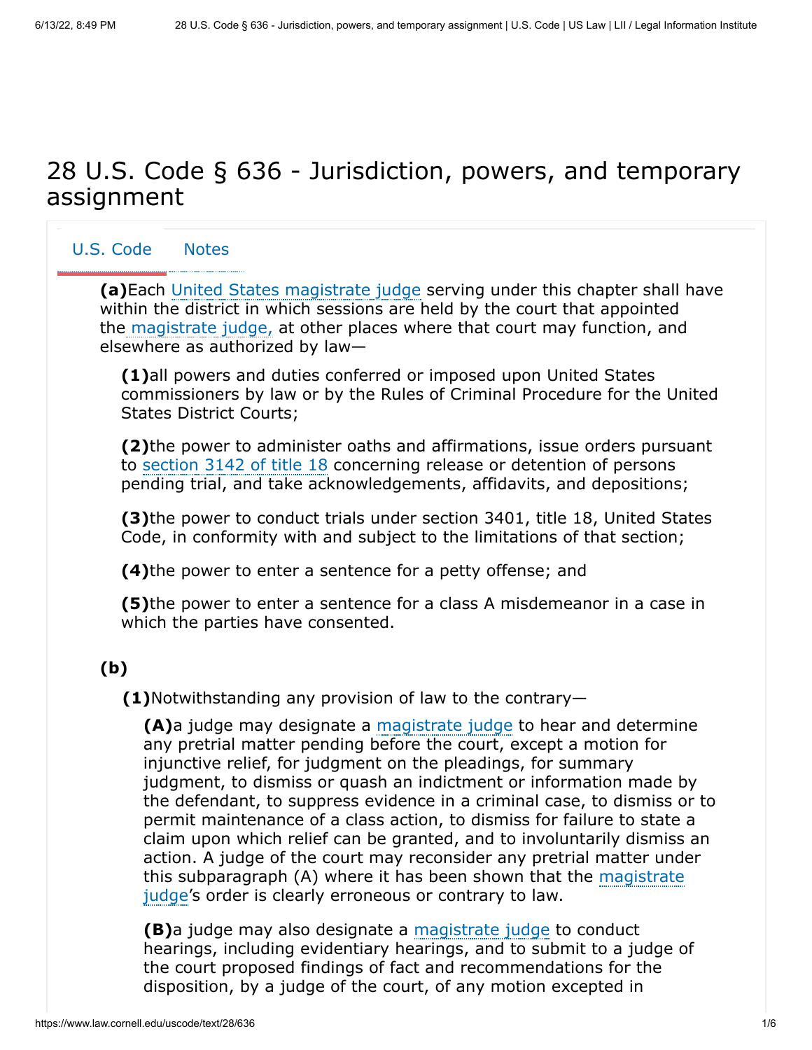# 28 U.S. Code § 636 - Jurisdiction, powers, and temporary assignment

U.S. Code    Notes

**(a)** Each United States magistrate judge serving under this chapter shall have within the district in which sessions are held by the court that appointed the magistrate judge, at other places where that court may function, and elsewhere as authorized by law—

**(1)** all powers and duties conferred or imposed upon United States commissioners by law or by the Rules of Criminal Procedure for the United States District Courts;

**(2)** the power to administer oaths and affirmations, issue orders pursuant to section 3142 of title 18 concerning release or detention of persons pending trial, and take acknowledgements, affidavits, and depositions;

**(3)** the power to conduct trials under section 3401, title 18, United States Code, in conformity with and subject to the limitations of that section;

**(4)** the power to enter a sentence for a petty offense; and

**(5)** the power to enter a sentence for a class A misdemeanor in a case in which the parties have consented.

**(b)**

**(1)** Notwithstanding any provision of law to the contrary—

**(A)** a judge may designate a magistrate judge to hear and determine any pretrial matter pending before the court, except a motion for injunctive relief, for judgment on the pleadings, for summary judgment, to dismiss or quash an indictment or information made by the defendant, to suppress evidence in a criminal case, to dismiss or to permit maintenance of a class action, to dismiss for failure to state a claim upon which relief can be granted, and to involuntarily dismiss an action. A judge of the court may reconsider any pretrial matter under this subparagraph (A) where it has been shown that the magistrate judge's order is clearly erroneous or contrary to law.

**(B)** a judge may also designate a magistrate judge to conduct hearings, including evidentiary hearings, and to submit to a judge of the court proposed findings of fact and recommendations for the disposition, by a judge of the court, of any motion excepted in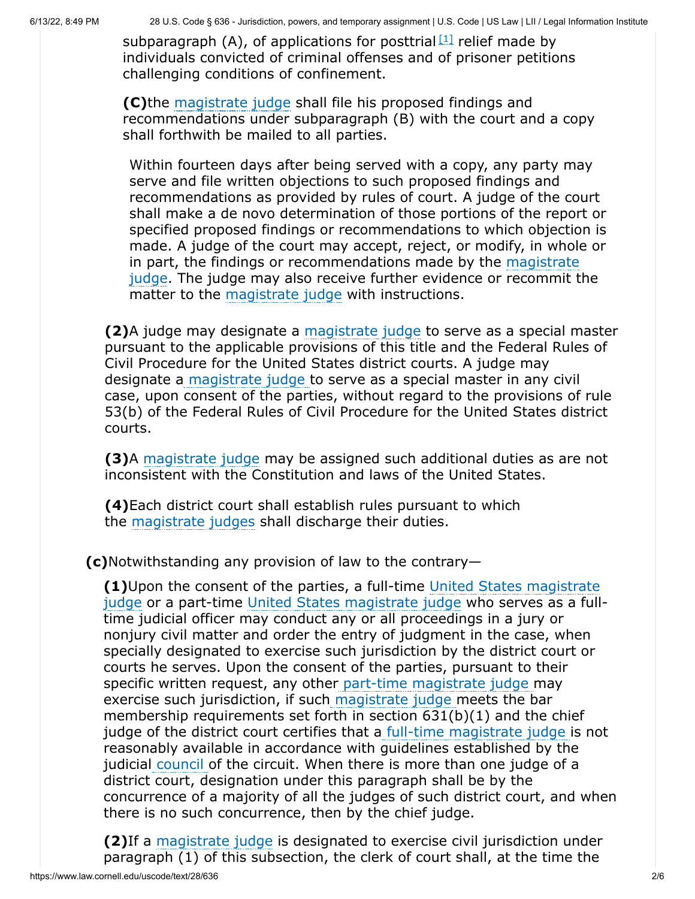subparagraph (A), of applications for posttrial[1] relief made by individuals convicted of criminal offenses and of prisoner petitions challenging conditions of confinement.

**(C)** the magistrate judge shall file his proposed findings and recommendations under subparagraph (B) with the court and a copy shall forthwith be mailed to all parties.

Within fourteen days after being served with a copy, any party may serve and file written objections to such proposed findings and recommendations as provided by rules of court. A judge of the court shall make a de novo determination of those portions of the report or specified proposed findings or recommendations to which objection is made. A judge of the court may accept, reject, or modify, in whole or in part, the findings or recommendations made by the magistrate judge. The judge may also receive further evidence or recommit the matter to the magistrate judge with instructions.

**(2)** A judge may designate a magistrate judge to serve as a special master pursuant to the applicable provisions of this title and the Federal Rules of Civil Procedure for the United States district courts. A judge may designate a magistrate judge to serve as a special master in any civil case, upon consent of the parties, without regard to the provisions of rule 53(b) of the Federal Rules of Civil Procedure for the United States district courts.

**(3)** A magistrate judge may be assigned such additional duties as are not inconsistent with the Constitution and laws of the United States.

**(4)** Each district court shall establish rules pursuant to which the magistrate judges shall discharge their duties.

**(c)** Notwithstanding any provision of law to the contrary—

**(1)** Upon the consent of the parties, a full-time United States magistrate judge or a part-time United States magistrate judge who serves as a full-time judicial officer may conduct any or all proceedings in a jury or nonjury civil matter and order the entry of judgment in the case, when specially designated to exercise such jurisdiction by the district court or courts he serves. Upon the consent of the parties, pursuant to their specific written request, any other part-time magistrate judge may exercise such jurisdiction, if such magistrate judge meets the bar membership requirements set forth in section 631(b)(1) and the chief judge of the district court certifies that a full-time magistrate judge is not reasonably available in accordance with guidelines established by the judicial council of the circuit. When there is more than one judge of a district court, designation under this paragraph shall be by the concurrence of a majority of all the judges of such district court, and when there is no such concurrence, then by the chief judge.

**(2)** If a magistrate judge is designated to exercise civil jurisdiction under paragraph (1) of this subsection, the clerk of court shall, at the time the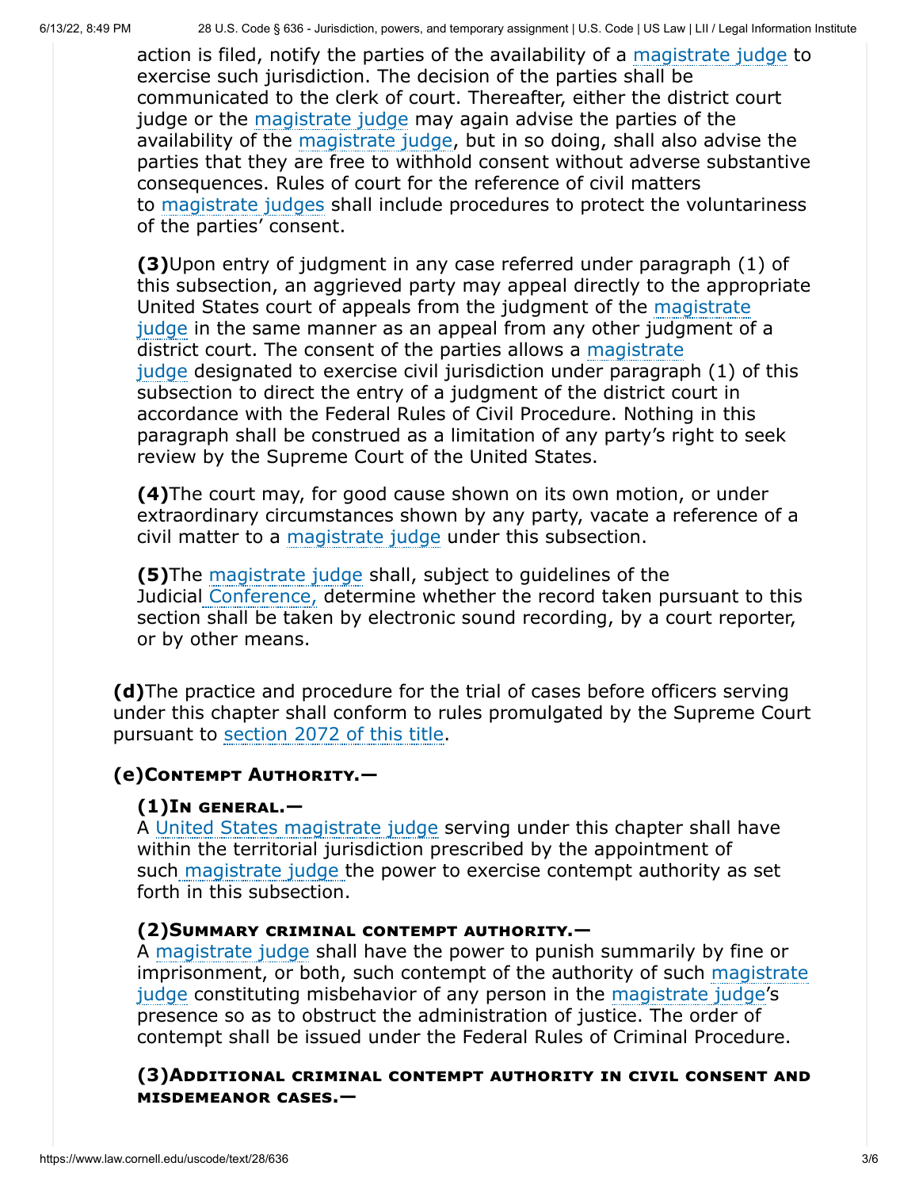action is filed, notify the parties of the availability of a magistrate judge to exercise such jurisdiction. The decision of the parties shall be communicated to the clerk of court. Thereafter, either the district court judge or the magistrate judge may again advise the parties of the availability of the magistrate judge, but in so doing, shall also advise the parties that they are free to withhold consent without adverse substantive consequences. Rules of court for the reference of civil matters to magistrate judges shall include procedures to protect the voluntariness of the parties' consent.

**(3)** Upon entry of judgment in any case referred under paragraph (1) of this subsection, an aggrieved party may appeal directly to the appropriate United States court of appeals from the judgment of the magistrate judge in the same manner as an appeal from any other judgment of a district court. The consent of the parties allows a magistrate judge designated to exercise civil jurisdiction under paragraph (1) of this subsection to direct the entry of a judgment of the district court in accordance with the Federal Rules of Civil Procedure. Nothing in this paragraph shall be construed as a limitation of any party's right to seek review by the Supreme Court of the United States.

**(4)** The court may, for good cause shown on its own motion, or under extraordinary circumstances shown by any party, vacate a reference of a civil matter to a magistrate judge under this subsection.

**(5)** The magistrate judge shall, subject to guidelines of the Judicial Conference, determine whether the record taken pursuant to this section shall be taken by electronic sound recording, by a court reporter, or by other means.

**(d)** The practice and procedure for the trial of cases before officers serving under this chapter shall conform to rules promulgated by the Supreme Court pursuant to section 2072 of this title.

### (e) Contempt Authority.—

#### (1) In general.—

A United States magistrate judge serving under this chapter shall have within the territorial jurisdiction prescribed by the appointment of such magistrate judge the power to exercise contempt authority as set forth in this subsection.

#### (2) Summary criminal contempt authority.—

A magistrate judge shall have the power to punish summarily by fine or imprisonment, or both, such contempt of the authority of such magistrate judge constituting misbehavior of any person in the magistrate judge's presence so as to obstruct the administration of justice. The order of contempt shall be issued under the Federal Rules of Criminal Procedure.

#### (3) Additional criminal contempt authority in civil consent and misdemeanor cases.—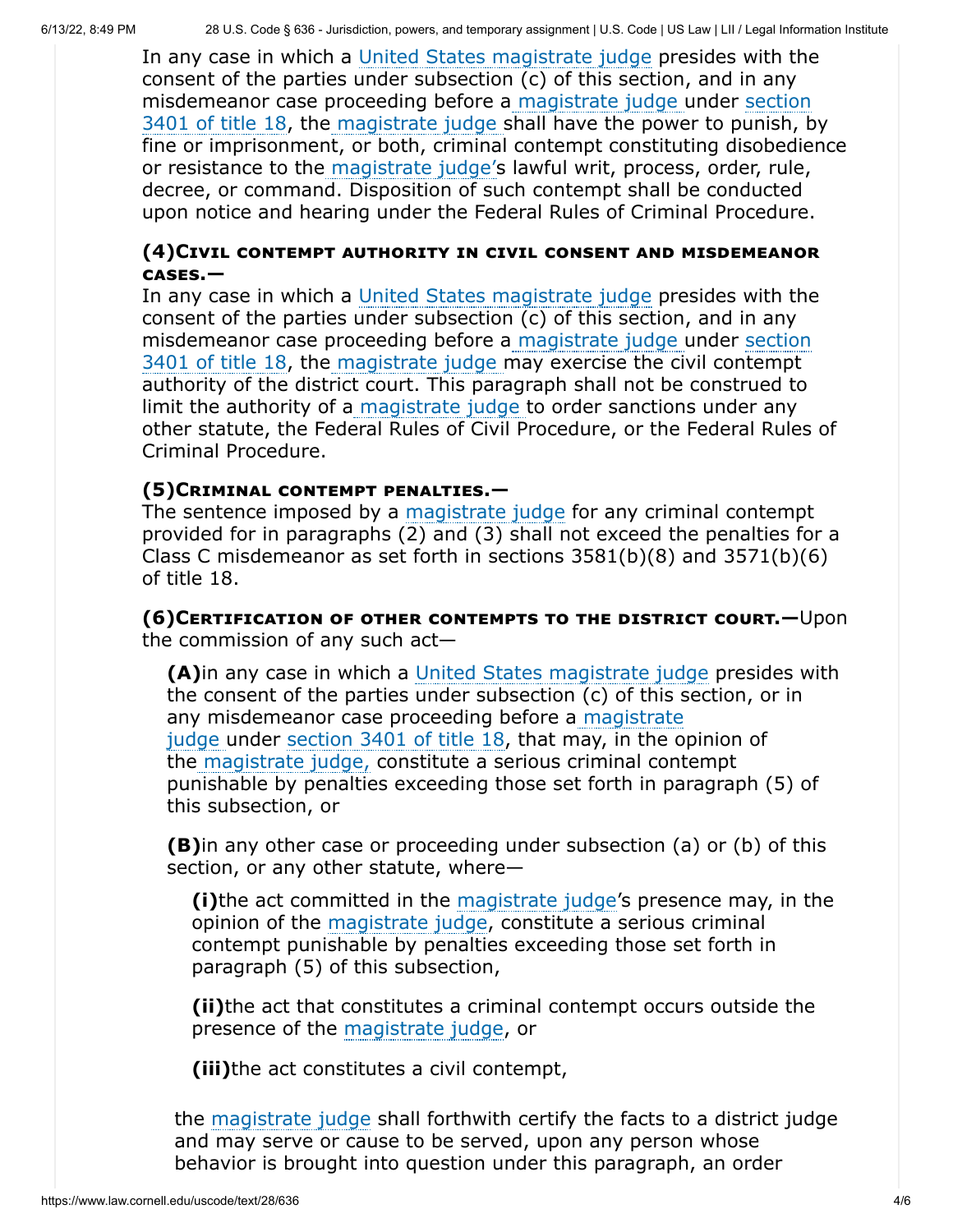In any case in which a United States magistrate judge presides with the consent of the parties under subsection (c) of this section, and in any misdemeanor case proceeding before a magistrate judge under section 3401 of title 18, the magistrate judge shall have the power to punish, by fine or imprisonment, or both, criminal contempt constituting disobedience or resistance to the magistrate judge's lawful writ, process, order, rule, decree, or command. Disposition of such contempt shall be conducted upon notice and hearing under the Federal Rules of Criminal Procedure.

**(4) Civil contempt authority in civil consent and misdemeanor cases.—**
In any case in which a United States magistrate judge presides with the consent of the parties under subsection (c) of this section, and in any misdemeanor case proceeding before a magistrate judge under section 3401 of title 18, the magistrate judge may exercise the civil contempt authority of the district court. This paragraph shall not be construed to limit the authority of a magistrate judge to order sanctions under any other statute, the Federal Rules of Civil Procedure, or the Federal Rules of Criminal Procedure.

**(5) Criminal contempt penalties.—**
The sentence imposed by a magistrate judge for any criminal contempt provided for in paragraphs (2) and (3) shall not exceed the penalties for a Class C misdemeanor as set forth in sections 3581(b)(8) and 3571(b)(6) of title 18.

**(6) Certification of other contempts to the district court.—** Upon the commission of any such act—

> **(A)** in any case in which a United States magistrate judge presides with the consent of the parties under subsection (c) of this section, or in any misdemeanor case proceeding before a magistrate judge under section 3401 of title 18, that may, in the opinion of the magistrate judge, constitute a serious criminal contempt punishable by penalties exceeding those set forth in paragraph (5) of this subsection, or
>
> **(B)** in any other case or proceeding under subsection (a) or (b) of this section, or any other statute, where—
>
> > **(i)** the act committed in the magistrate judge's presence may, in the opinion of the magistrate judge, constitute a serious criminal contempt punishable by penalties exceeding those set forth in paragraph (5) of this subsection,
> >
> > **(ii)** the act that constitutes a criminal contempt occurs outside the presence of the magistrate judge, or
> >
> > **(iii)** the act constitutes a civil contempt,
>
> the magistrate judge shall forthwith certify the facts to a district judge and may serve or cause to be served, upon any person whose behavior is brought into question under this paragraph, an order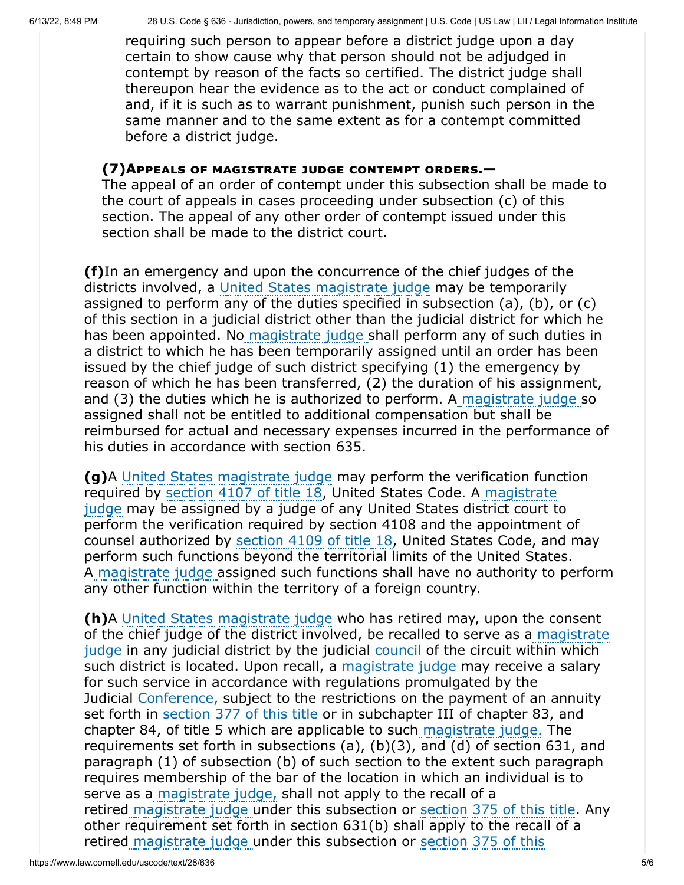requiring such person to appear before a district judge upon a day certain to show cause why that person should not be adjudged in contempt by reason of the facts so certified. The district judge shall thereupon hear the evidence as to the act or conduct complained of and, if it is such as to warrant punishment, punish such person in the same manner and to the same extent as for a contempt committed before a district judge.

**(7) Appeals of magistrate judge contempt orders.—**
The appeal of an order of contempt under this subsection shall be made to the court of appeals in cases proceeding under subsection (c) of this section. The appeal of any other order of contempt issued under this section shall be made to the district court.

**(f)** In an emergency and upon the concurrence of the chief judges of the districts involved, a United States magistrate judge may be temporarily assigned to perform any of the duties specified in subsection (a), (b), or (c) of this section in a judicial district other than the judicial district for which he has been appointed. No magistrate judge shall perform any of such duties in a district to which he has been temporarily assigned until an order has been issued by the chief judge of such district specifying (1) the emergency by reason of which he has been transferred, (2) the duration of his assignment, and (3) the duties which he is authorized to perform. A magistrate judge so assigned shall not be entitled to additional compensation but shall be reimbursed for actual and necessary expenses incurred in the performance of his duties in accordance with section 635.

**(g)** A United States magistrate judge may perform the verification function required by section 4107 of title 18, United States Code. A magistrate judge may be assigned by a judge of any United States district court to perform the verification required by section 4108 and the appointment of counsel authorized by section 4109 of title 18, United States Code, and may perform such functions beyond the territorial limits of the United States. A magistrate judge assigned such functions shall have no authority to perform any other function within the territory of a foreign country.

**(h)** A United States magistrate judge who has retired may, upon the consent of the chief judge of the district involved, be recalled to serve as a magistrate judge in any judicial district by the judicial council of the circuit within which such district is located. Upon recall, a magistrate judge may receive a salary for such service in accordance with regulations promulgated by the Judicial Conference, subject to the restrictions on the payment of an annuity set forth in section 377 of this title or in subchapter III of chapter 83, and chapter 84, of title 5 which are applicable to such magistrate judge. The requirements set forth in subsections (a), (b)(3), and (d) of section 631, and paragraph (1) of subsection (b) of such section to the extent such paragraph requires membership of the bar of the location in which an individual is to serve as a magistrate judge, shall not apply to the recall of a retired magistrate judge under this subsection or section 375 of this title. Any other requirement set forth in section 631(b) shall apply to the recall of a retired magistrate judge under this subsection or section 375 of this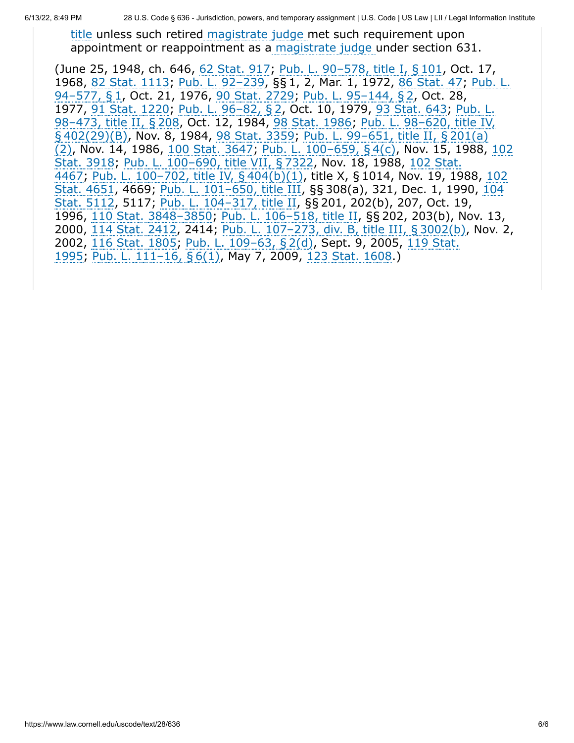title unless such retired magistrate judge met such requirement upon appointment or reappointment as a magistrate judge under section 631.

(June 25, 1948, ch. 646, 62 Stat. 917; Pub. L. 90–578, title I, § 101, Oct. 17, 1968, 82 Stat. 1113; Pub. L. 92–239, §§ 1, 2, Mar. 1, 1972, 86 Stat. 47; Pub. L. 94–577, § 1, Oct. 21, 1976, 90 Stat. 2729; Pub. L. 95–144, § 2, Oct. 28, 1977, 91 Stat. 1220; Pub. L. 96–82, § 2, Oct. 10, 1979, 93 Stat. 643; Pub. L. 98–473, title II, § 208, Oct. 12, 1984, 98 Stat. 1986; Pub. L. 98–620, title IV, § 402(29)(B), Nov. 8, 1984, 98 Stat. 3359; Pub. L. 99–651, title II, § 201(a)(2), Nov. 14, 1986, 100 Stat. 3647; Pub. L. 100–659, § 4(c), Nov. 15, 1988, 102 Stat. 3918; Pub. L. 100–690, title VII, § 7322, Nov. 18, 1988, 102 Stat. 4467; Pub. L. 100–702, title IV, § 404(b)(1), title X, § 1014, Nov. 19, 1988, 102 Stat. 4651, 4669; Pub. L. 101–650, title III, §§ 308(a), 321, Dec. 1, 1990, 104 Stat. 5112, 5117; Pub. L. 104–317, title II, §§ 201, 202(b), 207, Oct. 19, 1996, 110 Stat. 3848–3850; Pub. L. 106–518, title II, §§ 202, 203(b), Nov. 13, 2000, 114 Stat. 2412, 2414; Pub. L. 107–273, div. B, title III, § 3002(b), Nov. 2, 2002, 116 Stat. 1805; Pub. L. 109–63, § 2(d), Sept. 9, 2005, 119 Stat. 1995; Pub. L. 111–16, § 6(1), May 7, 2009, 123 Stat. 1608.)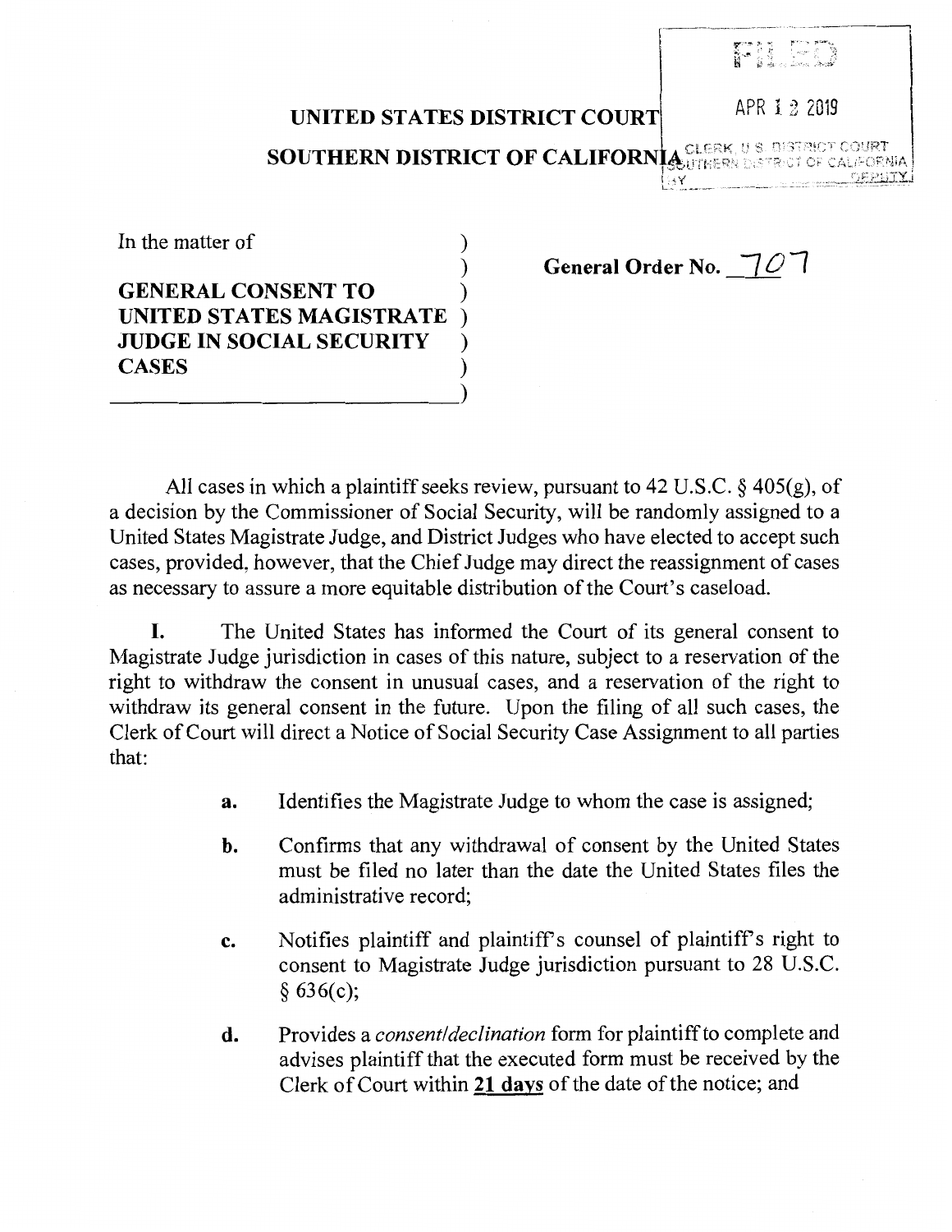FILED

APR 12 2019

CLERK, U.S. DISTRICT COURT
SOUTHERN DISTRICT OF CALIFORNIA
BY DEPUTY

**UNITED STATES DISTRICT COURT**

**SOUTHERN DISTRICT OF CALIFORNIA**

In the matter of

**GENERAL CONSENT TO UNITED STATES MAGISTRATE JUDGE IN SOCIAL SECURITY CASES**

**General Order No. 707**

All cases in which a plaintiff seeks review, pursuant to 42 U.S.C. § 405(g), of a decision by the Commissioner of Social Security, will be randomly assigned to a United States Magistrate Judge, and District Judges who have elected to accept such cases, provided, however, that the Chief Judge may direct the reassignment of cases as necessary to assure a more equitable distribution of the Court's caseload.

**I.** The United States has informed the Court of its general consent to Magistrate Judge jurisdiction in cases of this nature, subject to a reservation of the right to withdraw the consent in unusual cases, and a reservation of the right to withdraw its general consent in the future. Upon the filing of all such cases, the Clerk of Court will direct a Notice of Social Security Case Assignment to all parties that:

- **a.** Identifies the Magistrate Judge to whom the case is assigned;
- **b.** Confirms that any withdrawal of consent by the United States must be filed no later than the date the United States files the administrative record;
- **c.** Notifies plaintiff and plaintiff's counsel of plaintiff's right to consent to Magistrate Judge jurisdiction pursuant to 28 U.S.C. § 636(c);
- **d.** Provides a *consent/declination* form for plaintiff to complete and advises plaintiff that the executed form must be received by the Clerk of Court within **21 days** of the date of the notice; and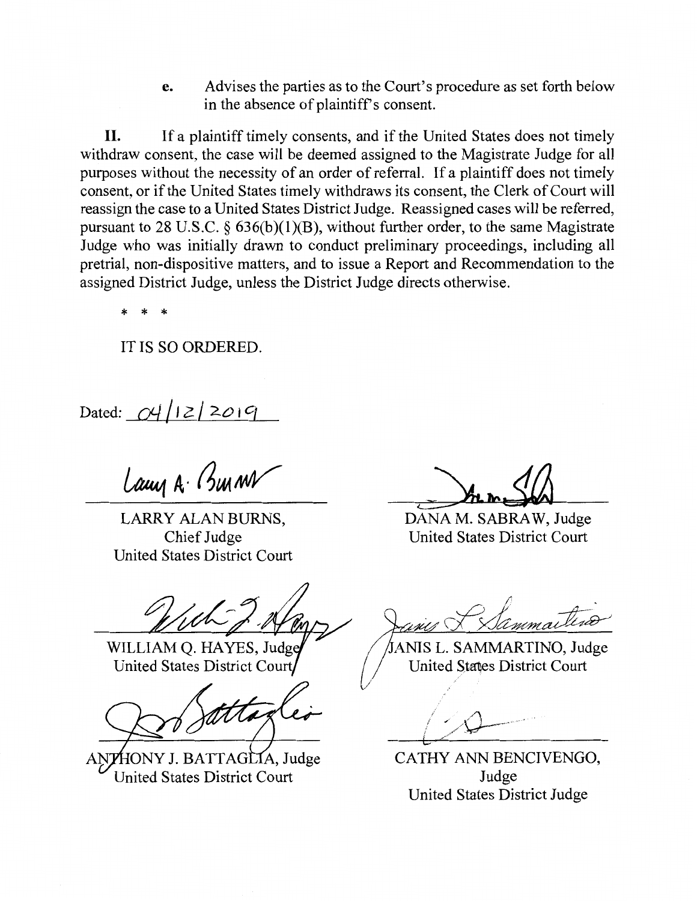e. Advises the parties as to the Court's procedure as set forth below in the absence of plaintiff's consent.

**II.** If a plaintiff timely consents, and if the United States does not timely withdraw consent, the case will be deemed assigned to the Magistrate Judge for all purposes without the necessity of an order of referral. If a plaintiff does not timely consent, or if the United States timely withdraws its consent, the Clerk of Court will reassign the case to a United States District Judge. Reassigned cases will be referred, pursuant to 28 U.S.C. § 636(b)(1)(B), without further order, to the same Magistrate Judge who was initially drawn to conduct preliminary proceedings, including all pretrial, non-dispositive matters, and to issue a Report and Recommendation to the assigned District Judge, unless the District Judge directs otherwise.

\* \* \*

IT IS SO ORDERED.

Dated: 04/12/2019

LARRY ALAN BURNS,
Chief Judge
United States District Court

DANA M. SABRAW, Judge
United States District Court

WILLIAM Q. HAYES, Judge
United States District Court

JANIS L. SAMMARTINO, Judge
United States District Court

ANTHONY J. BATTAGLIA, Judge
United States District Court

CATHY ANN BENCIVENGO,
Judge
United States District Judge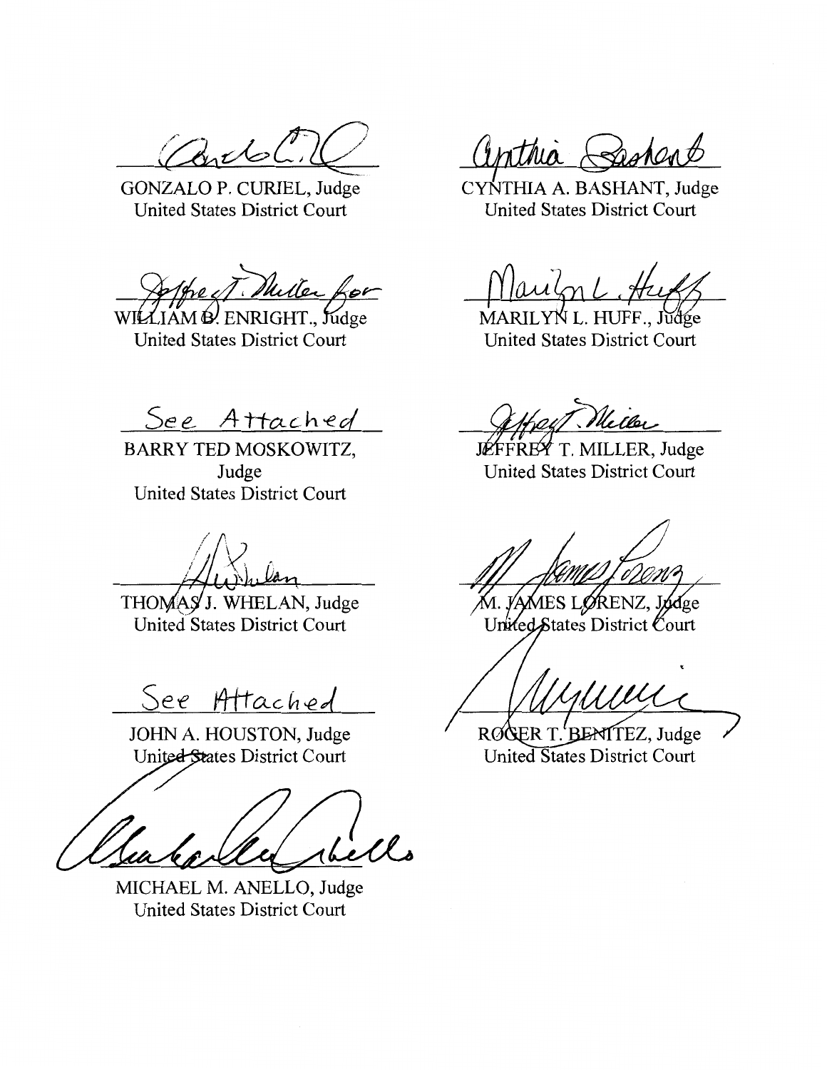| | |
|---|---|
| GONZALO P. CURIEL, Judge<br>United States District Court | CYNTHIA A. BASHANT, Judge<br>United States District Court |
| WILLIAM Q. ENRIGHT., Judge<br>United States District Court | MARILYN L. HUFF., Judge<br>United States District Court |
| See Attached<br>BARRY TED MOSKOWITZ, Judge<br>United States District Court | JEFFREY T. MILLER, Judge<br>United States District Court |
| THOMAS J. WHELAN, Judge<br>United States District Court | M. JAMES LORENZ, Judge<br>United States District Court |
| See Attached<br>JOHN A. HOUSTON, Judge<br>United States District Court | ROGER T. BENITEZ, Judge<br>United States District Court |
| MICHAEL M. ANELLO, Judge<br>United States District Court | |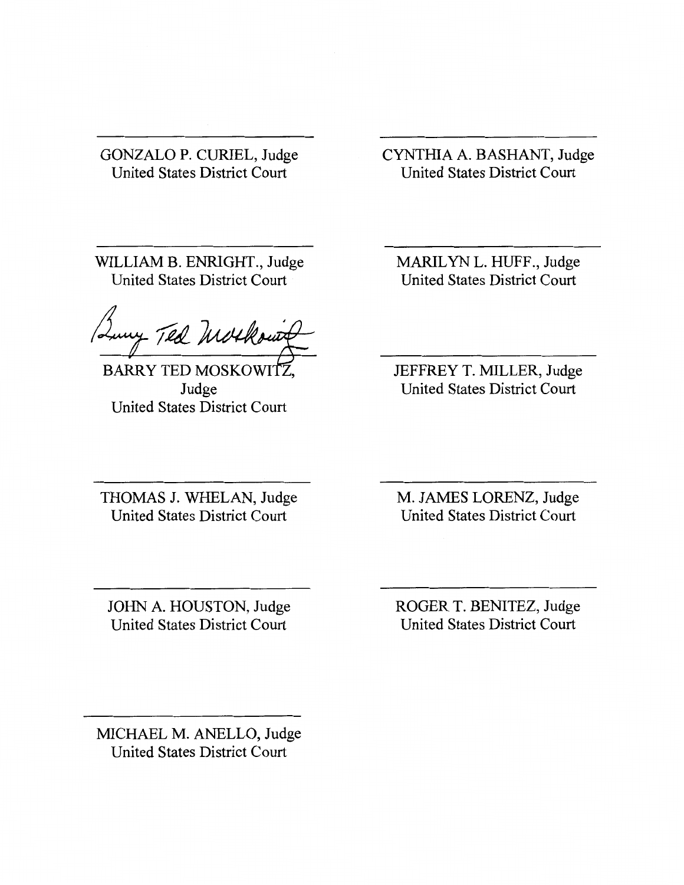\_\_\_\_\_\_\_\_\_\_\_\_\_\_\_\_\_\_\_\_\_\_\_\_
GONZALO P. CURIEL, Judge
United States District Court

\_\_\_\_\_\_\_\_\_\_\_\_\_\_\_\_\_\_\_\_\_\_\_\_
CYNTHIA A. BASHANT, Judge
United States District Court

\_\_\_\_\_\_\_\_\_\_\_\_\_\_\_\_\_\_\_\_\_\_\_\_
WILLIAM B. ENRIGHT., Judge
United States District Court

\_\_\_\_\_\_\_\_\_\_\_\_\_\_\_\_\_\_\_\_\_\_\_\_
MARILYN L. HUFF., Judge
United States District Court

Barry Ted Moskowitz
\_\_\_\_\_\_\_\_\_\_\_\_\_\_\_\_\_\_\_\_\_\_\_\_
BARRY TED MOSKOWITZ,
Judge
United States District Court

\_\_\_\_\_\_\_\_\_\_\_\_\_\_\_\_\_\_\_\_\_\_\_\_
JEFFREY T. MILLER, Judge
United States District Court

\_\_\_\_\_\_\_\_\_\_\_\_\_\_\_\_\_\_\_\_\_\_\_\_
THOMAS J. WHELAN, Judge
United States District Court

\_\_\_\_\_\_\_\_\_\_\_\_\_\_\_\_\_\_\_\_\_\_\_\_
M. JAMES LORENZ, Judge
United States District Court

\_\_\_\_\_\_\_\_\_\_\_\_\_\_\_\_\_\_\_\_\_\_\_\_
JOHN A. HOUSTON, Judge
United States District Court

\_\_\_\_\_\_\_\_\_\_\_\_\_\_\_\_\_\_\_\_\_\_\_\_
ROGER T. BENITEZ, Judge
United States District Court

\_\_\_\_\_\_\_\_\_\_\_\_\_\_\_\_\_\_\_\_\_\_\_\_
MICHAEL M. ANELLO, Judge
United States District Court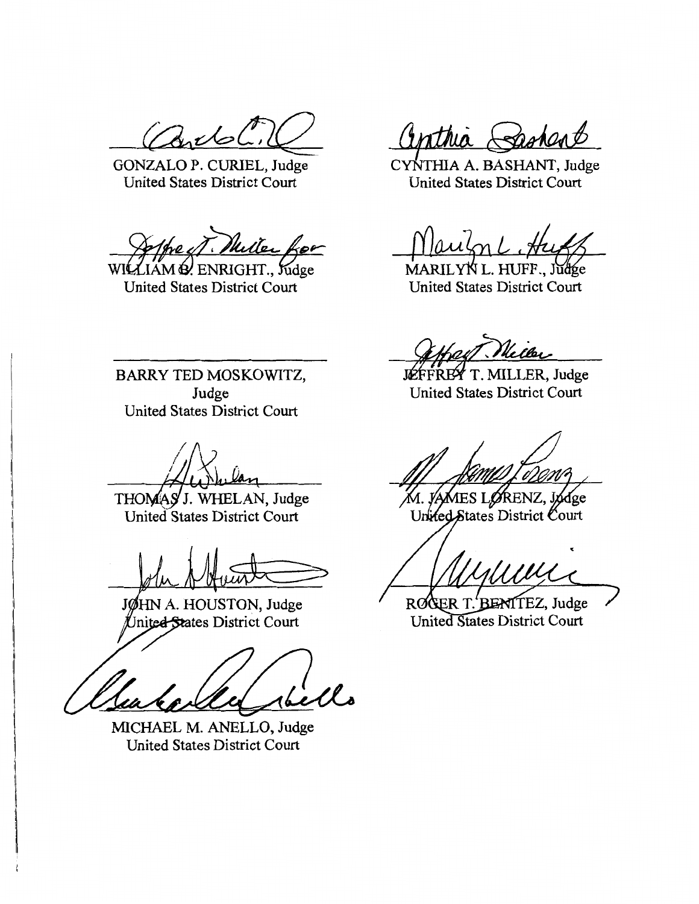GONZALO P. CURIEL, Judge
United States District Court

CYNTHIA A. BASHANT, Judge
United States District Court

WILLIAM Q. ENRIGHT., Judge
United States District Court

MARILYN L. HUFF., Judge
United States District Court

BARRY TED MOSKOWITZ, Judge
United States District Court

JEFFREY T. MILLER, Judge
United States District Court

THOMAS J. WHELAN, Judge
United States District Court

M. JAMES LORENZ, Judge
United States District Court

JOHN A. HOUSTON, Judge
United States District Court

ROGER T. BENITEZ, Judge
United States District Court

MICHAEL M. ANELLO, Judge
United States District Court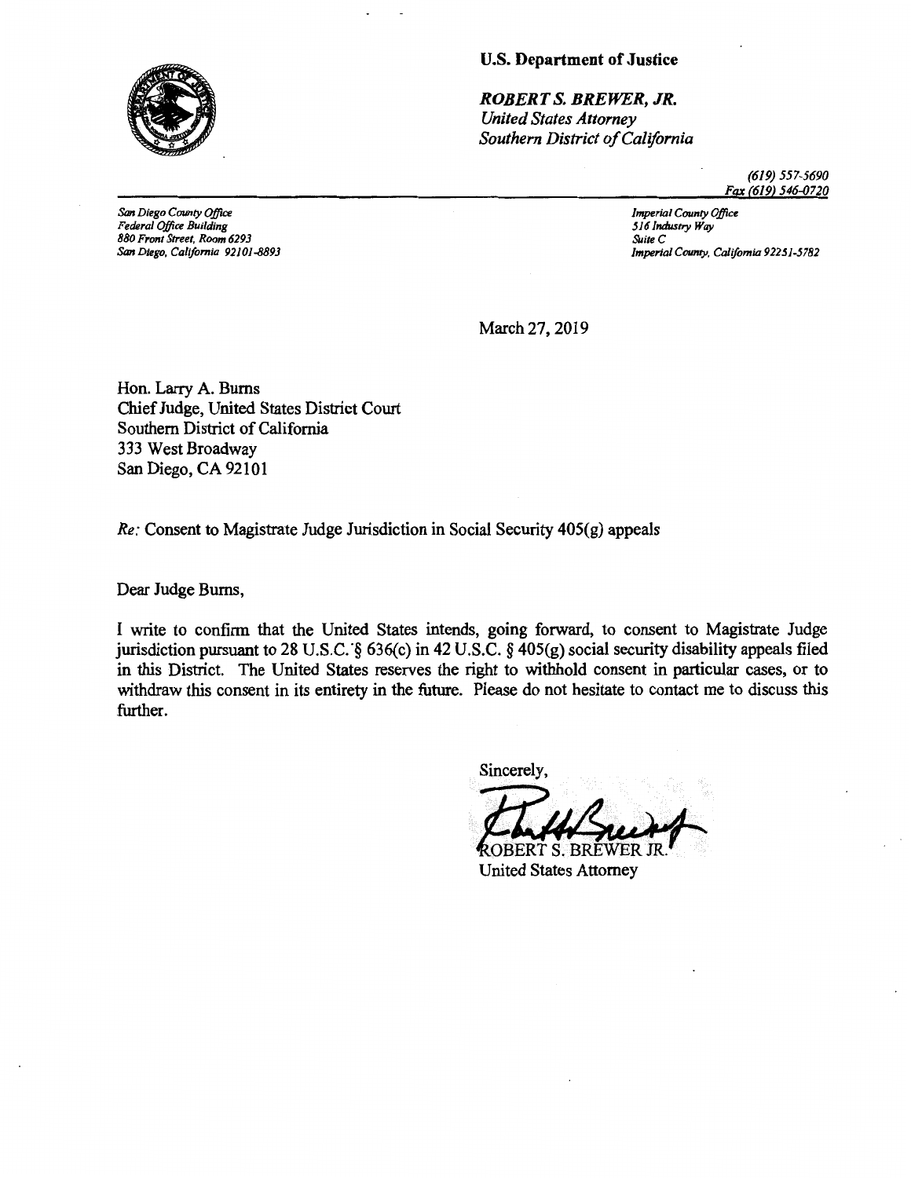**U.S. Department of Justice**

***ROBERT S. BREWER, JR.***
*United States Attorney*
*Southern District of California*

*(619) 557-5690*
*Fax (619) 546-0720*

*San Diego County Office*
*Federal Office Building*
*880 Front Street, Room 6293*
*San Diego, California 92101-8893*

*Imperial County Office*
*516 Industry Way*
*Suite C*
*Imperial County, California 92251-5782*

March 27, 2019

Hon. Larry A. Burns
Chief Judge, United States District Court
Southern District of California
333 West Broadway
San Diego, CA 92101

*Re:* Consent to Magistrate Judge Jurisdiction in Social Security 405(g) appeals

Dear Judge Burns,

I write to confirm that the United States intends, going forward, to consent to Magistrate Judge jurisdiction pursuant to 28 U.S.C. § 636(c) in 42 U.S.C. § 405(g) social security disability appeals filed in this District. The United States reserves the right to withhold consent in particular cases, or to withdraw this consent in its entirety in the future. Please do not hesitate to contact me to discuss this further.

Sincerely,

ROBERT S. BREWER JR.
United States Attorney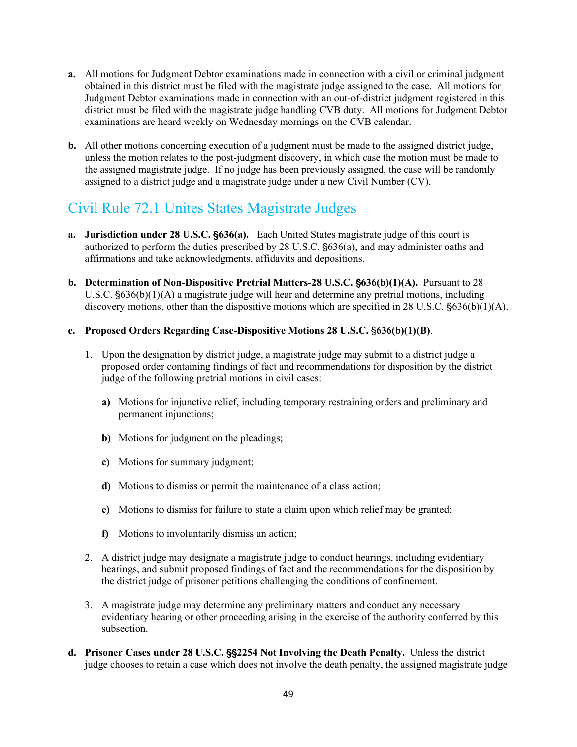**a.** All motions for Judgment Debtor examinations made in connection with a civil or criminal judgment obtained in this district must be filed with the magistrate judge assigned to the case. All motions for Judgment Debtor examinations made in connection with an out-of-district judgment registered in this district must be filed with the magistrate judge handling CVB duty. All motions for Judgment Debtor examinations are heard weekly on Wednesday mornings on the CVB calendar.

**b.** All other motions concerning execution of a judgment must be made to the assigned district judge, unless the motion relates to the post-judgment discovery, in which case the motion must be made to the assigned magistrate judge. If no judge has been previously assigned, the case will be randomly assigned to a district judge and a magistrate judge under a new Civil Number (CV).

## Civil Rule 72.1 Unites States Magistrate Judges

**a. Jurisdiction under 28 U.S.C. §636(a).** Each United States magistrate judge of this court is authorized to perform the duties prescribed by 28 U.S.C. §636(a), and may administer oaths and affirmations and take acknowledgments, affidavits and depositions.

**b. Determination of Non-Dispositive Pretrial Matters-28 U.S.C. §636(b)(1)(A).** Pursuant to 28 U.S.C. §636(b)(1)(A) a magistrate judge will hear and determine any pretrial motions, including discovery motions, other than the dispositive motions which are specified in 28 U.S.C. §636(b)(1)(A).

**c. Proposed Orders Regarding Case-Dispositive Motions 28 U.S.C. §636(b)(1)(B)**.

1. Upon the designation by district judge, a magistrate judge may submit to a district judge a proposed order containing findings of fact and recommendations for disposition by the district judge of the following pretrial motions in civil cases:

    **a)** Motions for injunctive relief, including temporary restraining orders and preliminary and permanent injunctions;

    **b)** Motions for judgment on the pleadings;

    **c)** Motions for summary judgment;

    **d)** Motions to dismiss or permit the maintenance of a class action;

    **e)** Motions to dismiss for failure to state a claim upon which relief may be granted;

    **f)** Motions to involuntarily dismiss an action;

2. A district judge may designate a magistrate judge to conduct hearings, including evidentiary hearings, and submit proposed findings of fact and the recommendations for the disposition by the district judge of prisoner petitions challenging the conditions of confinement.

3. A magistrate judge may determine any preliminary matters and conduct any necessary evidentiary hearing or other proceeding arising in the exercise of the authority conferred by this subsection.

**d. Prisoner Cases under 28 U.S.C. §§2254 Not Involving the Death Penalty.** Unless the district judge chooses to retain a case which does not involve the death penalty, the assigned magistrate judge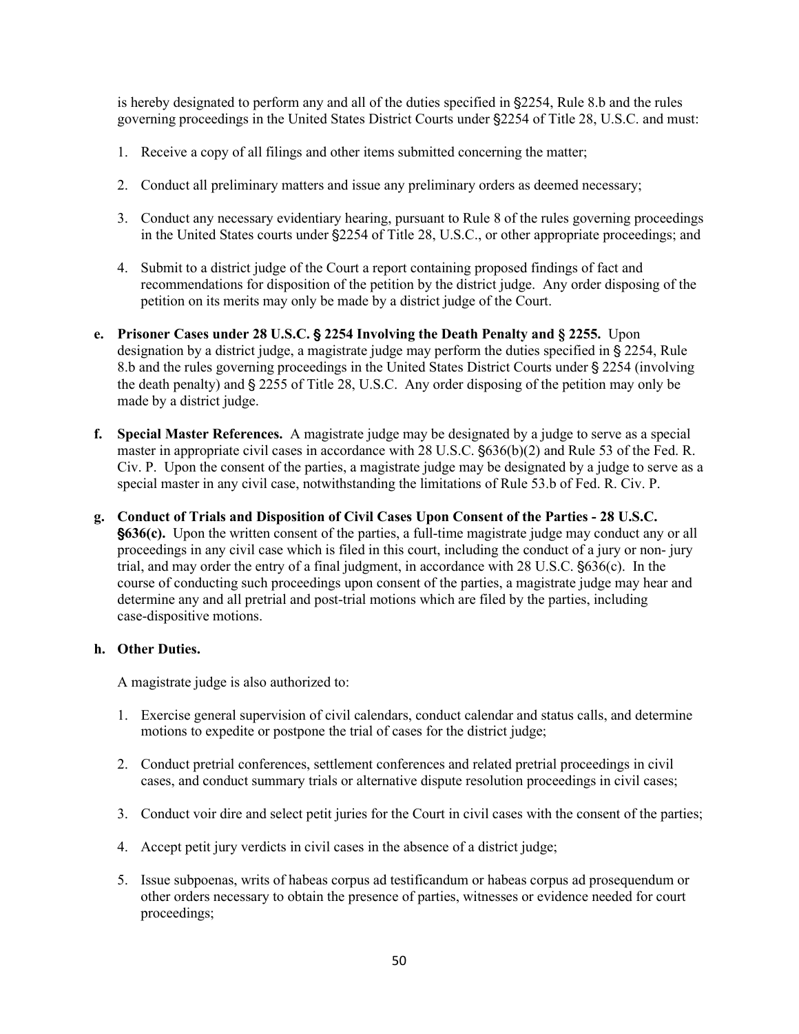is hereby designated to perform any and all of the duties specified in §2254, Rule 8.b and the rules governing proceedings in the United States District Courts under §2254 of Title 28, U.S.C. and must:

1. Receive a copy of all filings and other items submitted concerning the matter;

2. Conduct all preliminary matters and issue any preliminary orders as deemed necessary;

3. Conduct any necessary evidentiary hearing, pursuant to Rule 8 of the rules governing proceedings in the United States courts under §2254 of Title 28, U.S.C., or other appropriate proceedings; and

4. Submit to a district judge of the Court a report containing proposed findings of fact and recommendations for disposition of the petition by the district judge. Any order disposing of the petition on its merits may only be made by a district judge of the Court.

**e. Prisoner Cases under 28 U.S.C. § 2254 Involving the Death Penalty and § 2255.** Upon designation by a district judge, a magistrate judge may perform the duties specified in § 2254, Rule 8.b and the rules governing proceedings in the United States District Courts under § 2254 (involving the death penalty) and § 2255 of Title 28, U.S.C. Any order disposing of the petition may only be made by a district judge.

**f. Special Master References.** A magistrate judge may be designated by a judge to serve as a special master in appropriate civil cases in accordance with 28 U.S.C. §636(b)(2) and Rule 53 of the Fed. R. Civ. P. Upon the consent of the parties, a magistrate judge may be designated by a judge to serve as a special master in any civil case, notwithstanding the limitations of Rule 53.b of Fed. R. Civ. P.

**g. Conduct of Trials and Disposition of Civil Cases Upon Consent of the Parties - 28 U.S.C. §636(c).** Upon the written consent of the parties, a full-time magistrate judge may conduct any or all proceedings in any civil case which is filed in this court, including the conduct of a jury or non- jury trial, and may order the entry of a final judgment, in accordance with 28 U.S.C. §636(c). In the course of conducting such proceedings upon consent of the parties, a magistrate judge may hear and determine any and all pretrial and post-trial motions which are filed by the parties, including case-dispositive motions.

**h. Other Duties.**

A magistrate judge is also authorized to:

1. Exercise general supervision of civil calendars, conduct calendar and status calls, and determine motions to expedite or postpone the trial of cases for the district judge;

2. Conduct pretrial conferences, settlement conferences and related pretrial proceedings in civil cases, and conduct summary trials or alternative dispute resolution proceedings in civil cases;

3. Conduct voir dire and select petit juries for the Court in civil cases with the consent of the parties;

4. Accept petit jury verdicts in civil cases in the absence of a district judge;

5. Issue subpoenas, writs of habeas corpus ad testificandum or habeas corpus ad prosequendum or other orders necessary to obtain the presence of parties, witnesses or evidence needed for court proceedings;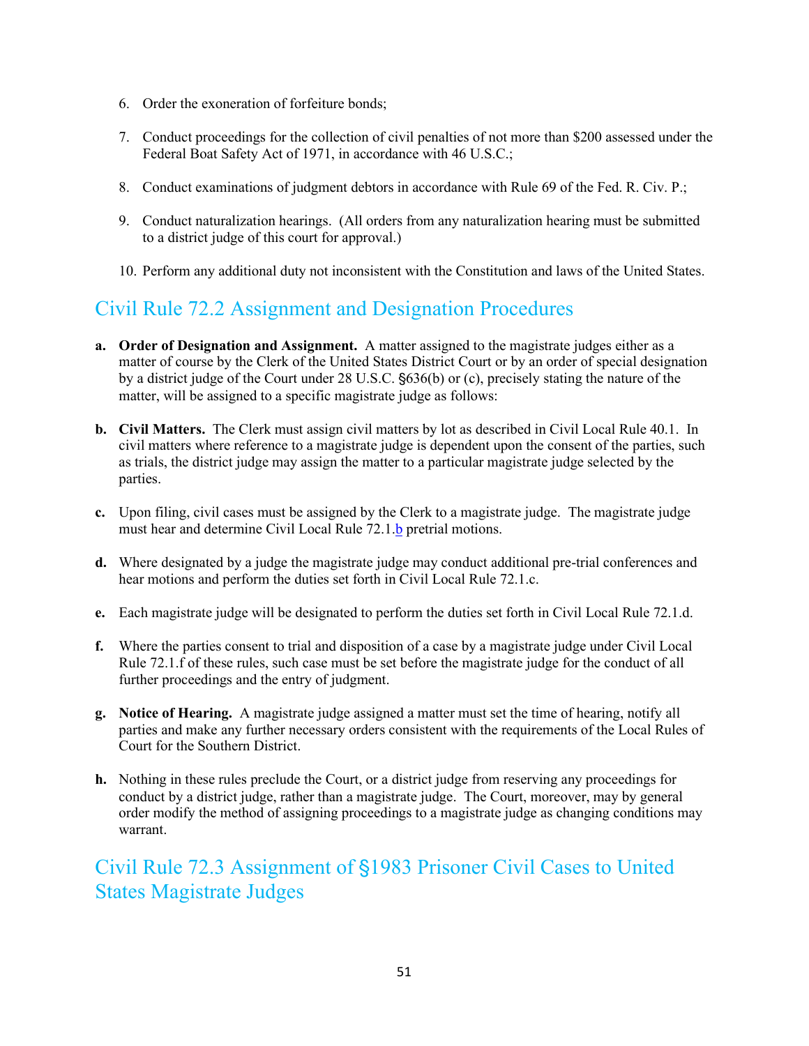6. Order the exoneration of forfeiture bonds;

7. Conduct proceedings for the collection of civil penalties of not more than $200 assessed under the Federal Boat Safety Act of 1971, in accordance with 46 U.S.C.;

8. Conduct examinations of judgment debtors in accordance with Rule 69 of the Fed. R. Civ. P.;

9. Conduct naturalization hearings. (All orders from any naturalization hearing must be submitted to a district judge of this court for approval.)

10. Perform any additional duty not inconsistent with the Constitution and laws of the United States.

## Civil Rule 72.2 Assignment and Designation Procedures

**a. Order of Designation and Assignment.** A matter assigned to the magistrate judges either as a matter of course by the Clerk of the United States District Court or by an order of special designation by a district judge of the Court under 28 U.S.C. §636(b) or (c), precisely stating the nature of the matter, will be assigned to a specific magistrate judge as follows:

**b. Civil Matters.** The Clerk must assign civil matters by lot as described in Civil Local Rule 40.1. In civil matters where reference to a magistrate judge is dependent upon the consent of the parties, such as trials, the district judge may assign the matter to a particular magistrate judge selected by the parties.

**c.** Upon filing, civil cases must be assigned by the Clerk to a magistrate judge. The magistrate judge must hear and determine Civil Local Rule 72.1.b pretrial motions.

**d.** Where designated by a judge the magistrate judge may conduct additional pre-trial conferences and hear motions and perform the duties set forth in Civil Local Rule 72.1.c.

**e.** Each magistrate judge will be designated to perform the duties set forth in Civil Local Rule 72.1.d.

**f.** Where the parties consent to trial and disposition of a case by a magistrate judge under Civil Local Rule 72.1.f of these rules, such case must be set before the magistrate judge for the conduct of all further proceedings and the entry of judgment.

**g. Notice of Hearing.** A magistrate judge assigned a matter must set the time of hearing, notify all parties and make any further necessary orders consistent with the requirements of the Local Rules of Court for the Southern District.

**h.** Nothing in these rules preclude the Court, or a district judge from reserving any proceedings for conduct by a district judge, rather than a magistrate judge. The Court, moreover, may by general order modify the method of assigning proceedings to a magistrate judge as changing conditions may warrant.

## Civil Rule 72.3 Assignment of §1983 Prisoner Civil Cases to United States Magistrate Judges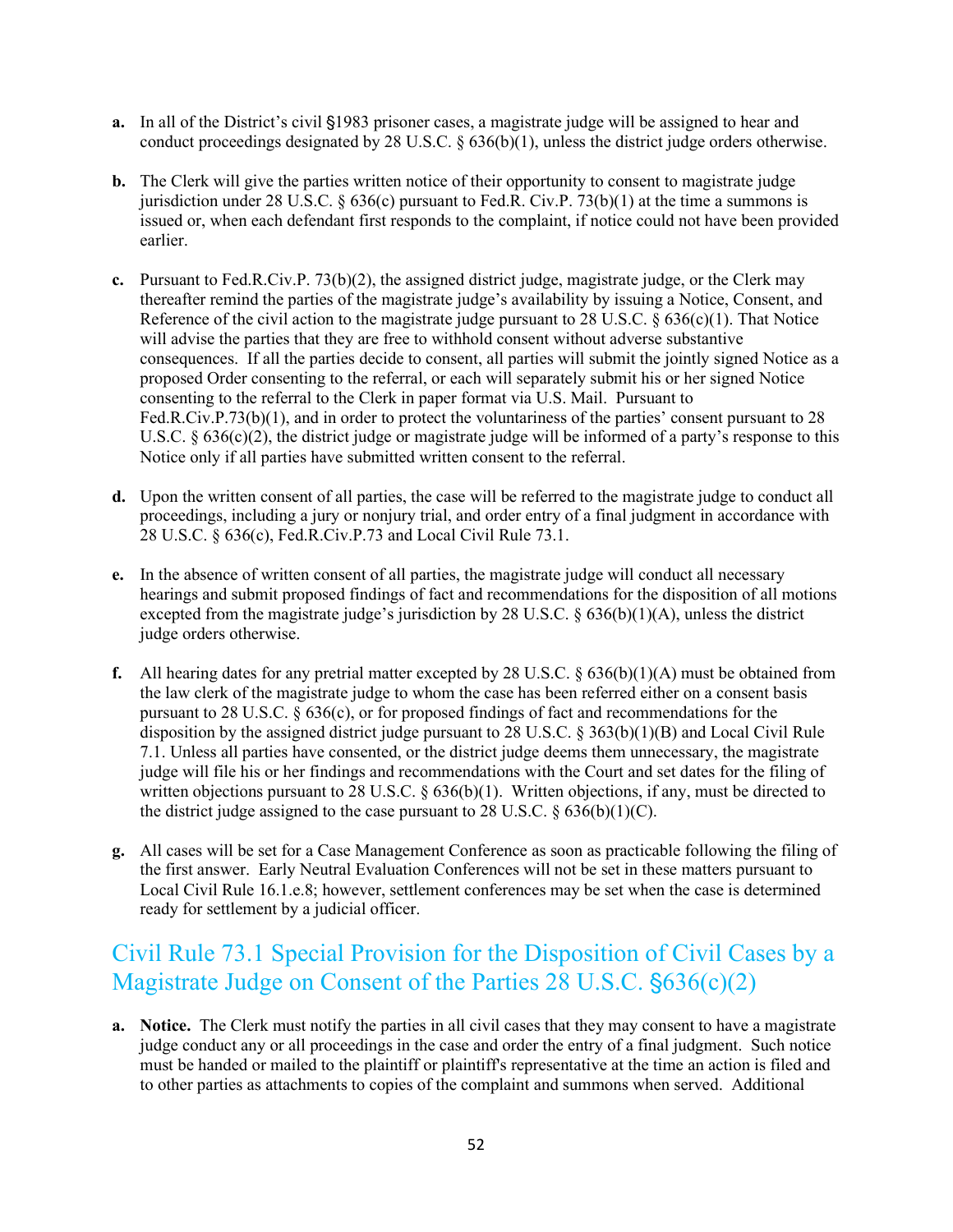**a.** In all of the District's civil §1983 prisoner cases, a magistrate judge will be assigned to hear and conduct proceedings designated by 28 U.S.C. § 636(b)(1), unless the district judge orders otherwise.

**b.** The Clerk will give the parties written notice of their opportunity to consent to magistrate judge jurisdiction under 28 U.S.C. § 636(c) pursuant to Fed.R. Civ.P. 73(b)(1) at the time a summons is issued or, when each defendant first responds to the complaint, if notice could not have been provided earlier.

**c.** Pursuant to Fed.R.Civ.P. 73(b)(2), the assigned district judge, magistrate judge, or the Clerk may thereafter remind the parties of the magistrate judge's availability by issuing a Notice, Consent, and Reference of the civil action to the magistrate judge pursuant to 28 U.S.C. § 636(c)(1). That Notice will advise the parties that they are free to withhold consent without adverse substantive consequences. If all the parties decide to consent, all parties will submit the jointly signed Notice as a proposed Order consenting to the referral, or each will separately submit his or her signed Notice consenting to the referral to the Clerk in paper format via U.S. Mail. Pursuant to Fed.R.Civ.P.73(b)(1), and in order to protect the voluntariness of the parties' consent pursuant to 28 U.S.C. § 636(c)(2), the district judge or magistrate judge will be informed of a party's response to this Notice only if all parties have submitted written consent to the referral.

**d.** Upon the written consent of all parties, the case will be referred to the magistrate judge to conduct all proceedings, including a jury or nonjury trial, and order entry of a final judgment in accordance with 28 U.S.C. § 636(c), Fed.R.Civ.P.73 and Local Civil Rule 73.1.

**e.** In the absence of written consent of all parties, the magistrate judge will conduct all necessary hearings and submit proposed findings of fact and recommendations for the disposition of all motions excepted from the magistrate judge's jurisdiction by 28 U.S.C. § 636(b)(1)(A), unless the district judge orders otherwise.

**f.** All hearing dates for any pretrial matter excepted by 28 U.S.C. § 636(b)(1)(A) must be obtained from the law clerk of the magistrate judge to whom the case has been referred either on a consent basis pursuant to 28 U.S.C. § 636(c), or for proposed findings of fact and recommendations for the disposition by the assigned district judge pursuant to 28 U.S.C. § 363(b)(1)(B) and Local Civil Rule 7.1. Unless all parties have consented, or the district judge deems them unnecessary, the magistrate judge will file his or her findings and recommendations with the Court and set dates for the filing of written objections pursuant to 28 U.S.C. § 636(b)(1). Written objections, if any, must be directed to the district judge assigned to the case pursuant to 28 U.S.C. § 636(b)(1)(C).

**g.** All cases will be set for a Case Management Conference as soon as practicable following the filing of the first answer. Early Neutral Evaluation Conferences will not be set in these matters pursuant to Local Civil Rule 16.1.e.8; however, settlement conferences may be set when the case is determined ready for settlement by a judicial officer.

## Civil Rule 73.1 Special Provision for the Disposition of Civil Cases by a Magistrate Judge on Consent of the Parties 28 U.S.C. §636(c)(2)

**a. Notice.** The Clerk must notify the parties in all civil cases that they may consent to have a magistrate judge conduct any or all proceedings in the case and order the entry of a final judgment. Such notice must be handed or mailed to the plaintiff or plaintiff's representative at the time an action is filed and to other parties as attachments to copies of the complaint and summons when served. Additional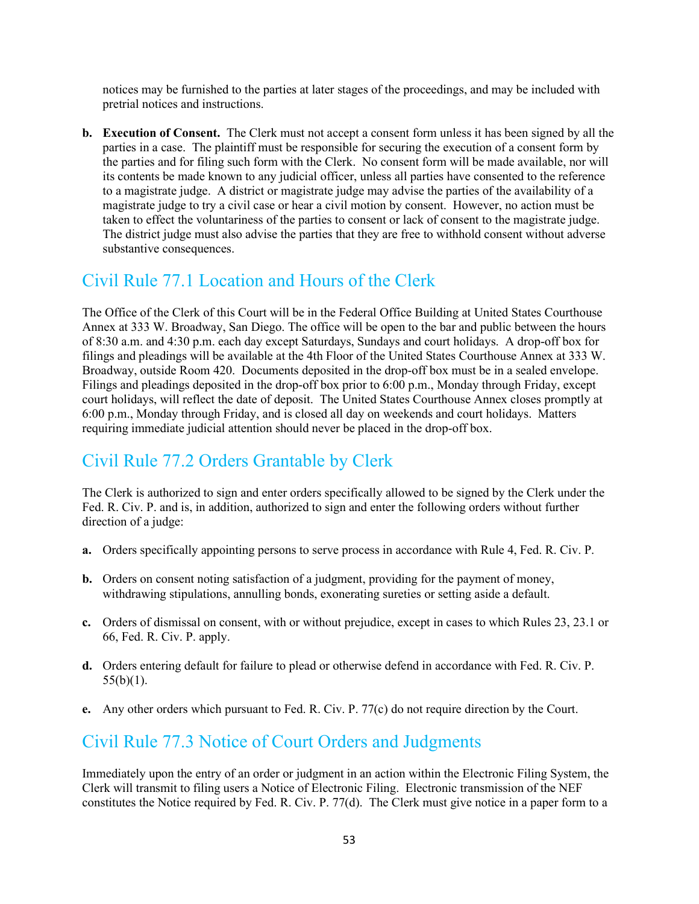notices may be furnished to the parties at later stages of the proceedings, and may be included with pretrial notices and instructions.

**b. Execution of Consent.** The Clerk must not accept a consent form unless it has been signed by all the parties in a case. The plaintiff must be responsible for securing the execution of a consent form by the parties and for filing such form with the Clerk. No consent form will be made available, nor will its contents be made known to any judicial officer, unless all parties have consented to the reference to a magistrate judge. A district or magistrate judge may advise the parties of the availability of a magistrate judge to try a civil case or hear a civil motion by consent. However, no action must be taken to effect the voluntariness of the parties to consent or lack of consent to the magistrate judge. The district judge must also advise the parties that they are free to withhold consent without adverse substantive consequences.

## Civil Rule 77.1 Location and Hours of the Clerk

The Office of the Clerk of this Court will be in the Federal Office Building at United States Courthouse Annex at 333 W. Broadway, San Diego. The office will be open to the bar and public between the hours of 8:30 a.m. and 4:30 p.m. each day except Saturdays, Sundays and court holidays. A drop-off box for filings and pleadings will be available at the 4th Floor of the United States Courthouse Annex at 333 W. Broadway, outside Room 420. Documents deposited in the drop-off box must be in a sealed envelope. Filings and pleadings deposited in the drop-off box prior to 6:00 p.m., Monday through Friday, except court holidays, will reflect the date of deposit. The United States Courthouse Annex closes promptly at 6:00 p.m., Monday through Friday, and is closed all day on weekends and court holidays. Matters requiring immediate judicial attention should never be placed in the drop-off box.

## Civil Rule 77.2 Orders Grantable by Clerk

The Clerk is authorized to sign and enter orders specifically allowed to be signed by the Clerk under the Fed. R. Civ. P. and is, in addition, authorized to sign and enter the following orders without further direction of a judge:

**a.** Orders specifically appointing persons to serve process in accordance with Rule 4, Fed. R. Civ. P.

**b.** Orders on consent noting satisfaction of a judgment, providing for the payment of money, withdrawing stipulations, annulling bonds, exonerating sureties or setting aside a default.

**c.** Orders of dismissal on consent, with or without prejudice, except in cases to which Rules 23, 23.1 or 66, Fed. R. Civ. P. apply.

**d.** Orders entering default for failure to plead or otherwise defend in accordance with Fed. R. Civ. P. 55(b)(1).

**e.** Any other orders which pursuant to Fed. R. Civ. P. 77(c) do not require direction by the Court.

## Civil Rule 77.3 Notice of Court Orders and Judgments

Immediately upon the entry of an order or judgment in an action within the Electronic Filing System, the Clerk will transmit to filing users a Notice of Electronic Filing. Electronic transmission of the NEF constitutes the Notice required by Fed. R. Civ. P. 77(d). The Clerk must give notice in a paper form to a